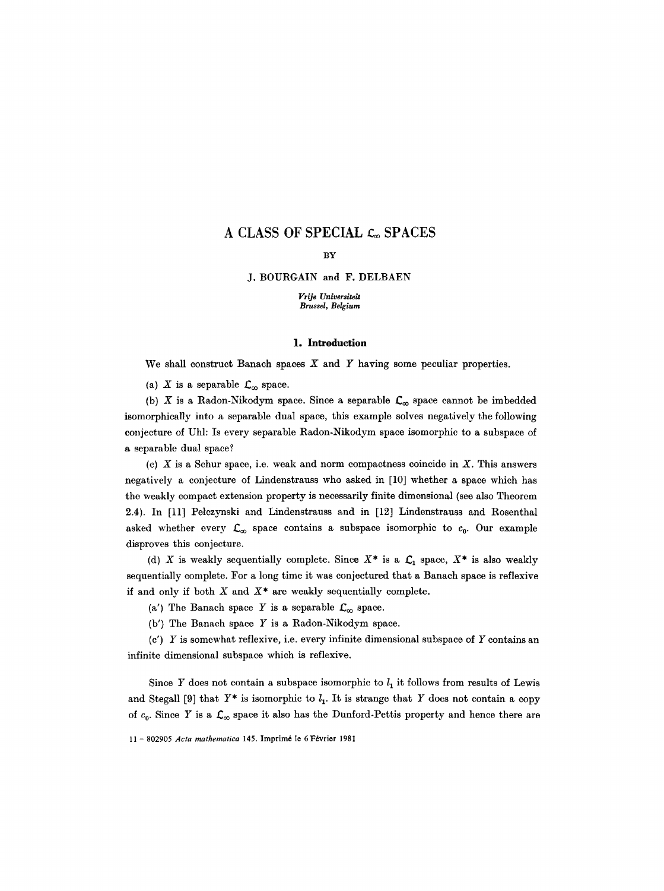# A CLASS OF SPECIAL $\mathcal{L}_\infty$ SPACES

BY

J. BOURGAIN and F. DELBAEN

*Vrije Universiteit*
*Brussel, Belgium*

## 1. Introduction

We shall construct Banach spaces $X$ and $Y$ having some peculiar properties.

(a) $X$ is a separable $\mathcal{L}_\infty$ space.

(b) $X$ is a Radon-Nikodym space. Since a separable $\mathcal{L}_\infty$ space cannot be imbedded isomorphically into a separable dual space, this example solves negatively the following conjecture of Uhl: Is every separable Radon-Nikodym space isomorphic to a subspace of a separable dual space?

(c) $X$ is a Schur space, i.e. weak and norm compactness coincide in $X$. This answers negatively a conjecture of Lindenstrauss who asked in [10] whether a space which has the weakly compact extension property is necessarily finite dimensional (see also Theorem 2.4). In [11] Pełczynski and Lindenstrauss and in [12] Lindenstrauss and Rosenthal asked whether every $\mathcal{L}_\infty$ space contains a subspace isomorphic to $c_0$. Our example disproves this conjecture.

(d) $X$ is weakly sequentially complete. Since $X^*$ is a $\mathcal{L}_1$ space, $X^*$ is also weakly sequentially complete. For a long time it was conjectured that a Banach space is reflexive if and only if both $X$ and $X^*$ are weakly sequentially complete.

(a') The Banach space $Y$ is a separable $\mathcal{L}_\infty$ space.

(b') The Banach space $Y$ is a Radon-Nikodym space.

(c') $Y$ is somewhat reflexive, i.e. every infinite dimensional subspace of $Y$ contains an infinite dimensional subspace which is reflexive.

Since $Y$ does not contain a subspace isomorphic to $l_1$ it follows from results of Lewis and Stegall [9] that $Y^*$ is isomorphic to $l_1$. It is strange that $Y$ does not contain a copy of $c_0$. Since $Y$ is a $\mathcal{L}_\infty$ space it also has the Dunford-Pettis property and hence there are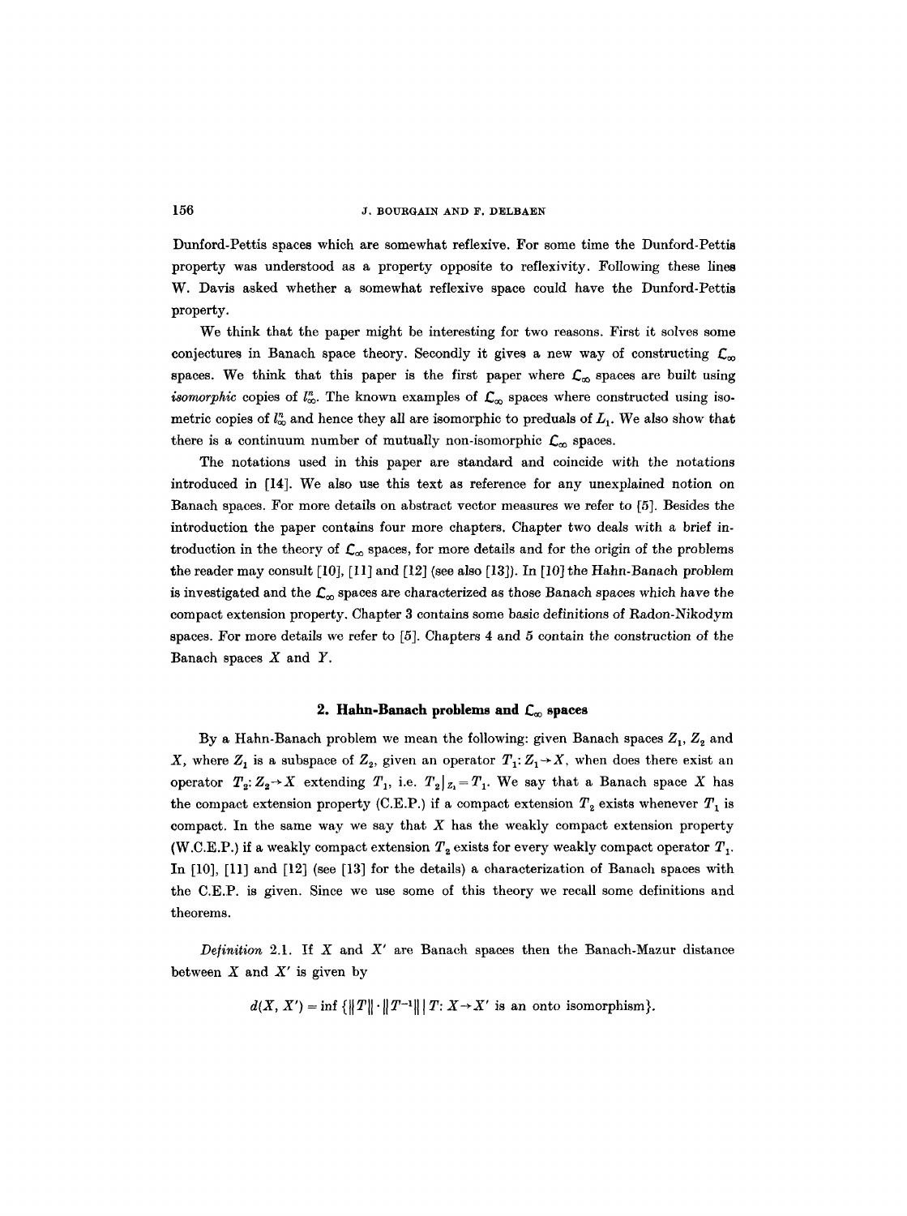Dunford-Pettis spaces which are somewhat reflexive. For some time the Dunford-Pettis property was understood as a property opposite to reflexivity. Following these lines W. Davis asked whether a somewhat reflexive space could have the Dunford-Pettis property.

We think that the paper might be interesting for two reasons. First it solves some conjectures in Banach space theory. Secondly it gives a new way of constructing $\mathcal{L}_\infty$ spaces. We think that this paper is the first paper where $\mathcal{L}_\infty$ spaces are built using *isomorphic* copies of $l_\infty^n$. The known examples of $\mathcal{L}_\infty$ spaces where constructed using isometric copies of $l_\infty^n$ and hence they all are isomorphic to preduals of $L_1$. We also show that there is a continuum number of mutually non-isomorphic $\mathcal{L}_\infty$ spaces.

The notations used in this paper are standard and coincide with the notations introduced in [14]. We also use this text as reference for any unexplained notion on Banach spaces. For more details on abstract vector measures we refer to [5]. Besides the introduction the paper contains four more chapters. Chapter two deals with a brief introduction in the theory of $\mathcal{L}_\infty$ spaces, for more details and for the origin of the problems the reader may consult [10], [11] and [12] (see also [13]). In [10] the Hahn-Banach problem is investigated and the $\mathcal{L}_\infty$ spaces are characterized as those Banach spaces which have the compact extension property. Chapter 3 contains some basic definitions of Radon-Nikodym spaces. For more details we refer to [5]. Chapters 4 and 5 contain the construction of the Banach spaces $X$ and $Y$.

## 2. Hahn-Banach problems and $\mathcal{L}_\infty$ spaces

By a Hahn-Banach problem we mean the following: given Banach spaces $Z_1$, $Z_2$ and $X$, where $Z_1$ is a subspace of $Z_2$, given an operator $T_1: Z_1 \to X$, when does there exist an operator $T_2: Z_2 \to X$ extending $T_1$, i.e. $T_2|_{Z_1} = T_1$. We say that a Banach space $X$ has the compact extension property (C.E.P.) if a compact extension $T_2$ exists whenever $T_1$ is compact. In the same way we say that $X$ has the weakly compact extension property (W.C.E.P.) if a weakly compact extension $T_2$ exists for every weakly compact operator $T_1$. In [10], [11] and [12] (see [13] for the details) a characterization of Banach spaces with the C.E.P. is given. Since we use some of this theory we recall some definitions and theorems.

*Definition* 2.1. If $X$ and $X'$ are Banach spaces then the Banach-Mazur distance between $X$ and $X'$ is given by

$$d(X, X') = \inf \{\|T\| \cdot \|T^{-1}\| \mid T: X \to X' \text{ is an onto isomorphism}\}.$$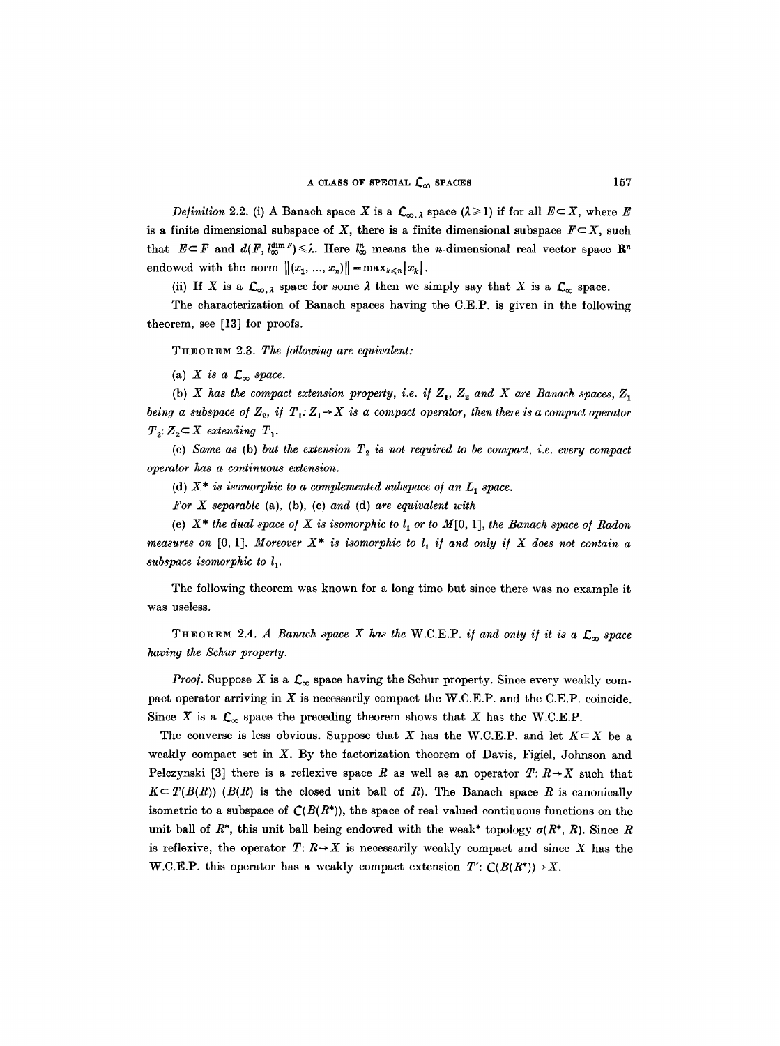*Definition* 2.2. (i) A Banach space $X$ is a $\mathcal{L}_{\infty,\lambda}$ space ($\lambda \geq 1$) if for all $E \subset X$, where $E$ is a finite dimensional subspace of $X$, there is a finite dimensional subspace $F \subset X$, such that $E \subset F$ and $d(F, l_\infty^{\dim F}) \leq \lambda$. Here $l_\infty^n$ means the $n$-dimensional real vector space $\mathbf{R}^n$ endowed with the norm $\|(x_1, ..., x_n)\| = \max_{k \leq n} |x_k|$.

(ii) If $X$ is a $\mathcal{L}_{\infty,\lambda}$ space for some $\lambda$ then we simply say that $X$ is a $\mathcal{L}_\infty$ space.

The characterization of Banach spaces having the C.E.P. is given in the following theorem, see [13] for proofs.

THEOREM 2.3. *The following are equivalent:*

(a) *$X$ is a $\mathcal{L}_\infty$ space.*

(b) *$X$ has the compact extension property, i.e. if $Z_1$, $Z_2$ and $X$ are Banach spaces, $Z_1$ being a subspace of $Z_2$, if $T_1: Z_1 \to X$ is a compact operator, then there is a compact operator $T_2: Z_2 \subset X$ extending $T_1$.*

(c) *Same as* (b) *but the extension $T_2$ is not required to be compact, i.e. every compact operator has a continuous extension.*

(d) *$X^*$ is isomorphic to a complemented subspace of an $L_1$ space.*

*For $X$ separable* (a), (b), (c) *and* (d) *are equivalent with*

(e) *$X^*$ the dual space of $X$ is isomorphic to $l_1$ or to $M[0, 1]$, the Banach space of Radon measures on* $[0, 1]$. *Moreover $X^*$ is isomorphic to $l_1$ if and only if $X$ does not contain a subspace isomorphic to $l_1$.*

The following theorem was known for a long time but since there was no example it was useless.

THEOREM 2.4. *A Banach space $X$ has the* W.C.E.P. *if and only if it is a $\mathcal{L}_\infty$ space having the Schur property.*

*Proof.* Suppose $X$ is a $\mathcal{L}_\infty$ space having the Schur property. Since every weakly compact operator arriving in $X$ is necessarily compact the W.C.E.P. and the C.E.P. coincide. Since $X$ is a $\mathcal{L}_\infty$ space the preceding theorem shows that $X$ has the W.C.E.P.

The converse is less obvious. Suppose that $X$ has the W.C.E.P. and let $K \subset X$ be a weakly compact set in $X$. By the factorization theorem of Davis, Figiel, Johnson and Pełczynski [3] there is a reflexive space $R$ as well as an operator $T: R \to X$ such that $K \subset T(B(R))$ ($B(R)$ is the closed unit ball of $R$). The Banach space $R$ is canonically isometric to a subspace of $C(B(R^*))$, the space of real valued continuous functions on the unit ball of $R^*$, this unit ball being endowed with the weak* topology $\sigma(R^*, R)$. Since $R$ is reflexive, the operator $T: R \to X$ is necessarily weakly compact and since $X$ has the W.C.E.P. this operator has a weakly compact extension $T': C(B(R^*)) \to X$.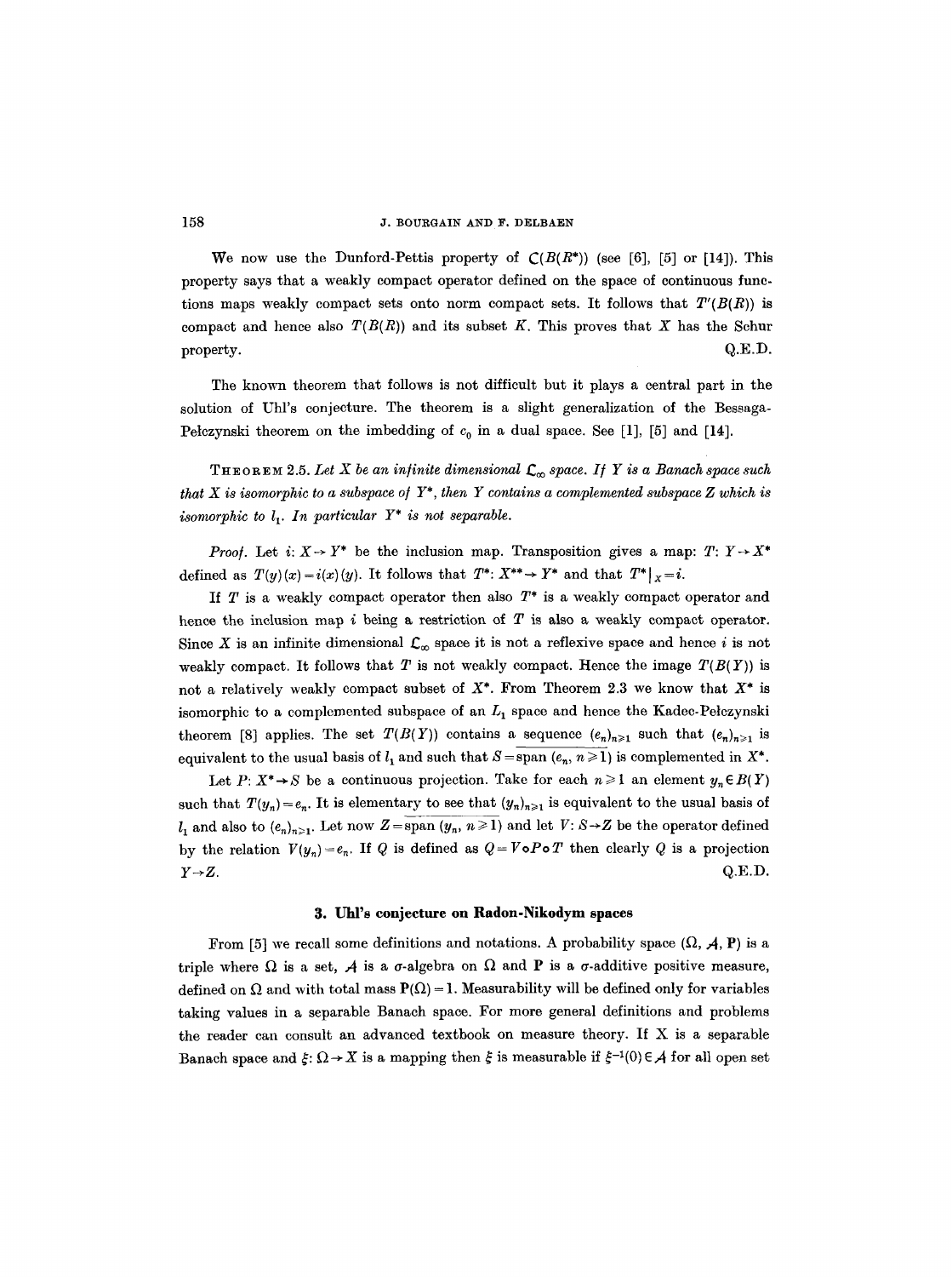We now use the Dunford-Pettis property of $C(B(R^*))$ (see [6], [5] or [14]). This property says that a weakly compact operator defined on the space of continuous functions maps weakly compact sets onto norm compact sets. It follows that $T'(B(R))$ is compact and hence also $T(B(R))$ and its subset $K$. This proves that $X$ has the Schur property. Q.E.D.

The known theorem that follows is not difficult but it plays a central part in the solution of Uhl's conjecture. The theorem is a slight generalization of the Bessaga-Pełczynski theorem on the imbedding of $c_0$ in a dual space. See [1], [5] and [14].

THEOREM 2.5. *Let $X$ be an infinite dimensional $\mathcal{L}_\infty$ space. If $Y$ is a Banach space such that $X$ is isomorphic to a subspace of $Y^*$, then $Y$ contains a complemented subspace $Z$ which is isomorphic to $l_1$. In particular $Y^*$ is not separable.*

*Proof.* Let $i: X \to Y^*$ be the inclusion map. Transposition gives a map: $T: Y \to X^*$ defined as $T(y)(x) = i(x)(y)$. It follows that $T^*: X^{**} \to Y^*$ and that $T^*|_X = i$.

If $T$ is a weakly compact operator then also $T^*$ is a weakly compact operator and hence the inclusion map $i$ being a restriction of $T$ is also a weakly compact operator. Since $X$ is an infinite dimensional $\mathcal{L}_\infty$ space it is not a reflexive space and hence $i$ is not weakly compact. It follows that $T$ is not weakly compact. Hence the image $T(B(Y))$ is not a relatively weakly compact subset of $X^*$. From Theorem 2.3 we know that $X^*$ is isomorphic to a complemented subspace of an $L_1$ space and hence the Kadec-Pełczynski theorem [8] applies. The set $T(B(Y))$ contains a sequence $(e_n)_{n\geq 1}$ such that $(e_n)_{n\geq 1}$ is equivalent to the usual basis of $l_1$ and such that $S = \overline{\text{span}}\,(e_n, n \geq 1)$ is complemented in $X^*$.

Let $P: X^* \to S$ be a continuous projection. Take for each $n \geq 1$ an element $y_n \in B(Y)$ such that $T(y_n) = e_n$. It is elementary to see that $(y_n)_{n\geq 1}$ is equivalent to the usual basis of $l_1$ and also to $(e_n)_{n\geq 1}$. Let now $Z = \overline{\text{span}}\,(y_n, n \geq 1)$ and let $V: S \to Z$ be the operator defined by the relation $V(y_n) = e_n$. If $Q$ is defined as $Q = V \circ P \circ T$ then clearly $Q$ is a projection $Y \to Z$. Q.E.D.

## 3. Uhl's conjecture on Radon-Nikodym spaces

From [5] we recall some definitions and notations. A probability space $(\Omega, \mathcal{A}, \mathbf{P})$ is a triple where $\Omega$ is a set, $\mathcal{A}$ is a $\sigma$-algebra on $\Omega$ and $\mathbf{P}$ is a $\sigma$-additive positive measure, defined on $\Omega$ and with total mass $\mathbf{P}(\Omega) = 1$. Measurability will be defined only for variables taking values in a separable Banach space. For more general definitions and problems the reader can consult an advanced textbook on measure theory. If X is a separable Banach space and $\xi: \Omega \to X$ is a mapping then $\xi$ is measurable if $\xi^{-1}(0) \in \mathcal{A}$ for all open set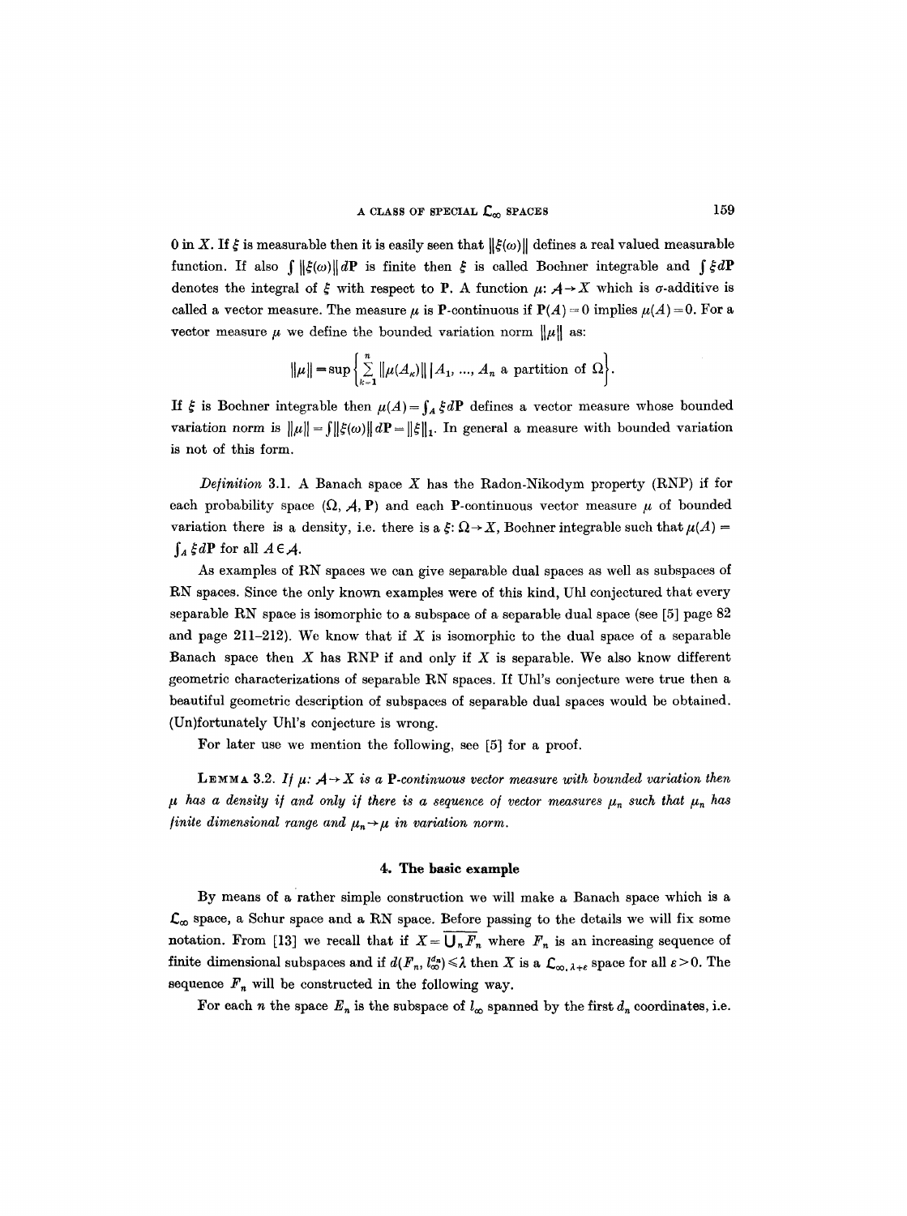0 in $X$. If $\xi$ is measurable then it is easily seen that $\|\xi(\omega)\|$ defines a real valued measurable function. If also $\int \|\xi(\omega)\| d\mathbf{P}$ is finite then $\xi$ is called Bochner integrable and $\int \xi d\mathbf{P}$ denotes the integral of $\xi$ with respect to $\mathbf{P}$. A function $\mu: \mathcal{A} \to X$ which is $\sigma$-additive is called a vector measure. The measure $\mu$ is $\mathbf{P}$-continuous if $\mathbf{P}(A) = 0$ implies $\mu(A) = 0$. For a vector measure $\mu$ we define the bounded variation norm $\|\mu\|$ as:

$$\|\mu\| = \sup\left\{\sum_{k=1}^{n} \|\mu(A_k)\| \,|\, A_1, \ldots, A_n \text{ a partition of } \Omega\right\}.$$

If $\xi$ is Bochner integrable then $\mu(A) = \int_A \xi d\mathbf{P}$ defines a vector measure whose bounded variation norm is $\|\mu\| = \int \|\xi(\omega)\| d\mathbf{P} = \|\xi\|_1$. In general a measure with bounded variation is not of this form.

*Definition* 3.1. A Banach space $X$ has the Radon-Nikodym property (RNP) if for each probability space $(\Omega, \mathcal{A}, \mathbf{P})$ and each $\mathbf{P}$-continuous vector measure $\mu$ of bounded variation there is a density, i.e. there is a $\xi: \Omega \to X$, Bochner integrable such that $\mu(A) = \int_A \xi d\mathbf{P}$ for all $A \in \mathcal{A}$.

As examples of RN spaces we can give separable dual spaces as well as subspaces of RN spaces. Since the only known examples were of this kind, Uhl conjectured that every separable RN space is isomorphic to a subspace of a separable dual space (see [5] page 82 and page 211–212). We know that if $X$ is isomorphic to the dual space of a separable Banach space then $X$ has RNP if and only if $X$ is separable. We also know different geometric characterizations of separable RN spaces. If Uhl's conjecture were true then a beautiful geometric description of subspaces of separable dual spaces would be obtained. (Un)fortunately Uhl's conjecture is wrong.

For later use we mention the following, see [5] for a proof.

LEMMA 3.2. *If $\mu: \mathcal{A} \to X$ is a $\mathbf{P}$-continuous vector measure with bounded variation then $\mu$ has a density if and only if there is a sequence of vector measures $\mu_n$ such that $\mu_n$ has finite dimensional range and $\mu_n \to \mu$ in variation norm.*

## 4. The basic example

By means of a rather simple construction we will make a Banach space which is a $\mathcal{L}_\infty$ space, a Schur space and a RN space. Before passing to the details we will fix some notation. From [13] we recall that if $X = \overline{\bigcup_n F_n}$ where $F_n$ is an increasing sequence of finite dimensional subspaces and if $d(F_n, l_\infty^{d_n}) \leq \lambda$ then $X$ is a $\mathcal{L}_{\infty, \lambda+\varepsilon}$ space for all $\varepsilon > 0$. The sequence $F_n$ will be constructed in the following way.

For each $n$ the space $E_n$ is the subspace of $l_\infty$ spanned by the first $d_n$ coordinates, i.e.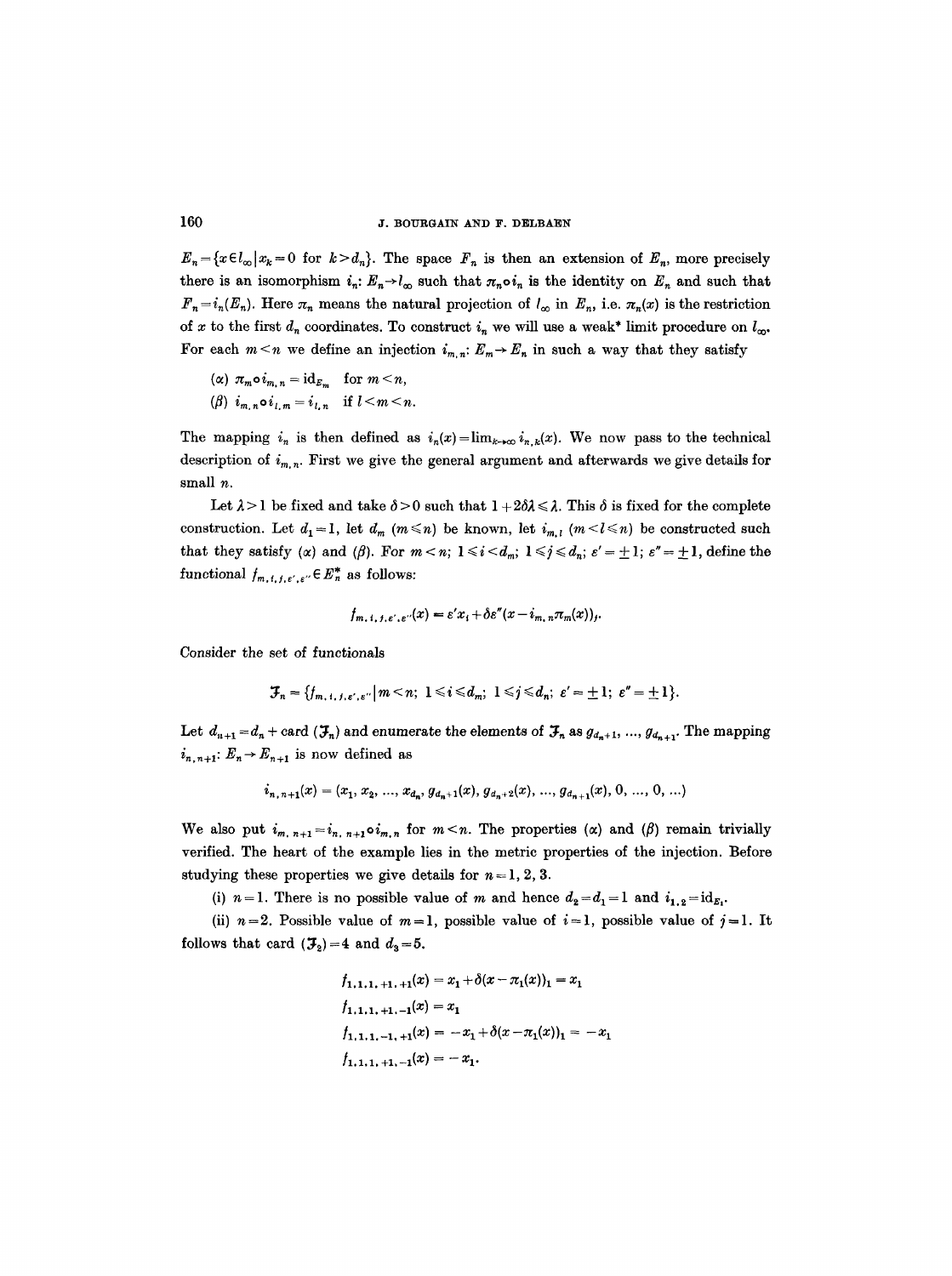$E_n = \{x \in l_\infty \mid x_k = 0 \text{ for } k > d_n\}$. The space $F_n$ is then an extension of $E_n$, more precisely there is an isomorphism $i_n: E_n \to l_\infty$ such that $\pi_n \circ i_n$ is the identity on $E_n$ and such that $F_n = i_n(E_n)$. Here $\pi_n$ means the natural projection of $l_\infty$ in $E_n$, i.e. $\pi_n(x)$ is the restriction of $x$ to the first $d_n$ coordinates. To construct $i_n$ we will use a weak* limit procedure on $l_\infty$. For each $m < n$ we define an injection $i_{m,n}: E_m \to E_n$ in such a way that they satisfy

($\alpha$) $\pi_m \circ i_{m,n} = \mathrm{id}_{E_m}$ for $m < n$,

($\beta$) $i_{m,n} \circ i_{l,m} = i_{l,n}$ if $l < m < n$.

The mapping $i_n$ is then defined as $i_n(x) = \lim_{k\to\infty} i_{n,k}(x)$. We now pass to the technical description of $i_{m,n}$. First we give the general argument and afterwards we give details for small $n$.

Let $\lambda > 1$ be fixed and take $\delta > 0$ such that $1 + 2\delta\lambda \leq \lambda$. This $\delta$ is fixed for the complete construction. Let $d_1 = 1$, let $d_m$ ($m \leq n$) be known, let $i_{m,l}$ ($m < l \leq n$) be constructed such that they satisfy ($\alpha$) and ($\beta$). For $m < n$; $1 \leq i < d_m$; $1 \leq j \leq d_n$; $\varepsilon' = \pm 1$; $\varepsilon'' = \pm 1$, define the functional $f_{m,i,j,\varepsilon',\varepsilon''} \in E_n^*$ as follows:

$$f_{m,i,j,\varepsilon',\varepsilon''}(x) = \varepsilon' x_i + \delta\varepsilon''(x - i_{m,n}\pi_m(x))_j.$$

Consider the set of functionals

$$\mathcal{F}_n = \{f_{m,i,j,\varepsilon',\varepsilon''} \mid m < n;\ 1 \leq i \leq d_m;\ 1 \leq j \leq d_n;\ \varepsilon' = \pm 1;\ \varepsilon'' = \pm 1\}.$$

Let $d_{n+1} = d_n + \operatorname{card}(\mathcal{F}_n)$ and enumerate the elements of $\mathcal{F}_n$ as $g_{d_n+1}, \ldots, g_{d_{n+1}}$. The mapping $i_{n,n+1}: E_n \to E_{n+1}$ is now defined as

$$i_{n,n+1}(x) = (x_1, x_2, \ldots, x_{d_n}, g_{d_n+1}(x), g_{d_n+2}(x), \ldots, g_{d_{n+1}}(x), 0, \ldots, 0, \ldots)$$

We also put $i_{m,n+1} = i_{n,n+1} \circ i_{m,n}$ for $m < n$. The properties ($\alpha$) and ($\beta$) remain trivially verified. The heart of the example lies in the metric properties of the injection. Before studying these properties we give details for $n = 1, 2, 3$.

(i) $n = 1$. There is no possible value of $m$ and hence $d_2 = d_1 = 1$ and $i_{1,2} = \mathrm{id}_{E_1}$.

(ii) $n = 2$. Possible value of $m = 1$, possible value of $i = 1$, possible value of $j = 1$. It follows that card $(\mathcal{F}_2) = 4$ and $d_3 = 5$.

$$f_{1,1,1,+1,+1}(x) = x_1 + \delta(x - \pi_1(x))_1 = x_1$$

$$f_{1,1,1,+1,-1}(x) = x_1$$

$$f_{1,1,1,-1,+1}(x) = -x_1 + \delta(x - \pi_1(x))_1 = -x_1$$

$$f_{1,1,1,+1,-1}(x) = -x_1.$$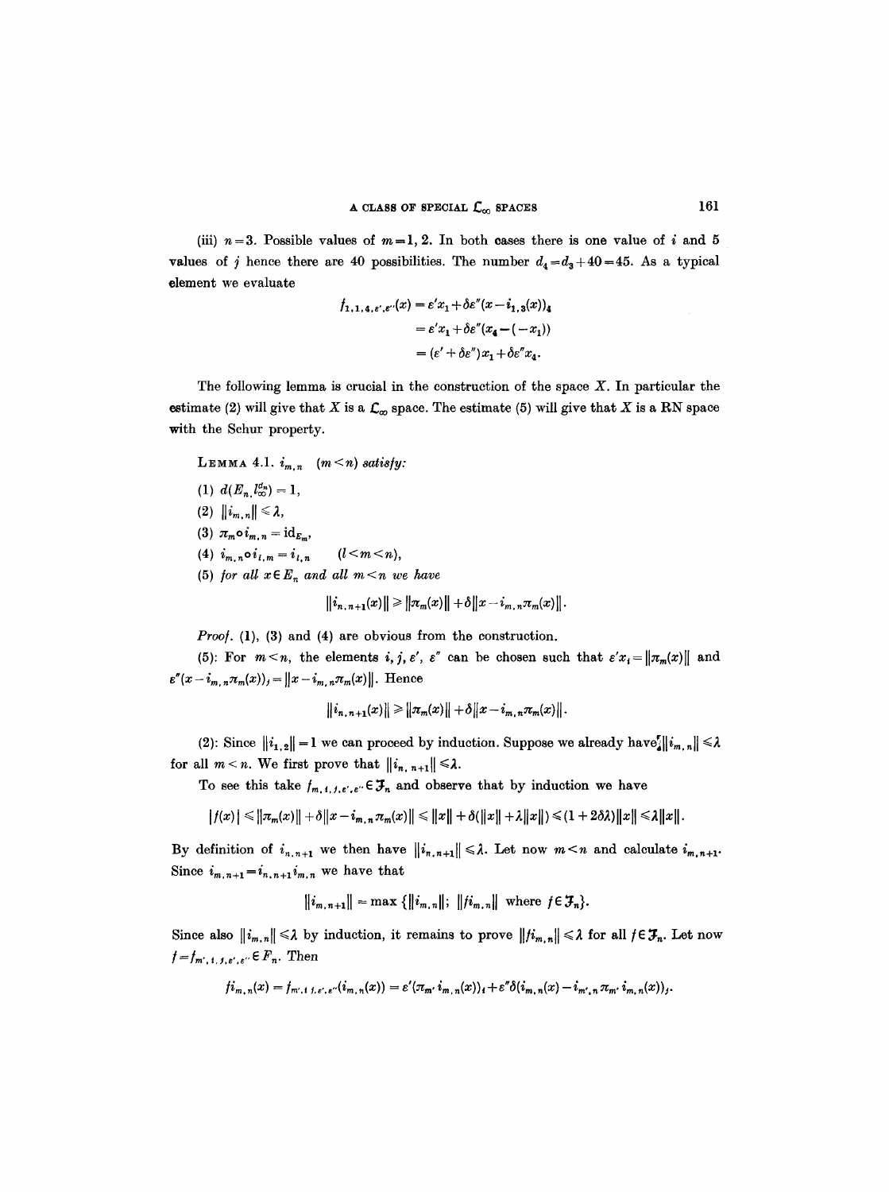(iii) $n=3$. Possible values of $m=1, 2$. In both cases there is one value of $i$ and 5 values of $j$ hence there are 40 possibilities. The number $d_4=d_3+40=45$. As a typical element we evaluate

$$\begin{aligned} f_{1,1,4,\varepsilon',\varepsilon''}(x) &= \varepsilon' x_1 + \delta\varepsilon''(x - i_{1,3}(x))_4 \\ &= \varepsilon' x_1 + \delta\varepsilon''(x_4 - (-x_1)) \\ &= (\varepsilon' + \delta\varepsilon'')x_1 + \delta\varepsilon'' x_4. \end{aligned}$$

The following lemma is crucial in the construction of the space $X$. In particular the estimate (2) will give that $X$ is a $\mathcal{L}_\infty$ space. The estimate (5) will give that $X$ is a RN space with the Schur property.

LEMMA 4.1. *$i_{m,n}$ $(m<n)$ satisfy:*

(1) $d(E_n, l_\infty^{d_n}) = 1$,

(2) $\|i_{m,n}\| \leqslant \lambda$,

(3) $\pi_m \circ i_{m,n} = \mathrm{id}_{E_m}$,

(4) $i_{m,n} \circ i_{l,m} = i_{l,n}$ $\quad (l<m<n)$,

(5) *for all $x \in E_n$ and all $m<n$ we have*

$$\|i_{n,n+1}(x)\| \geqslant \|\pi_m(x)\| + \delta\|x - i_{m,n}\pi_m(x)\|.$$

*Proof.* (1), (3) and (4) are obvious from the construction.

(5): For $m<n$, the elements $i, j, \varepsilon', \varepsilon''$ can be chosen such that $\varepsilon' x_i = \|\pi_m(x)\|$ and $\varepsilon''(x - i_{m,n}\pi_m(x))_j = \|x - i_{m,n}\pi_m(x)\|$. Hence

$$\|i_{n,n+1}(x)\| \geqslant \|\pi_m(x)\| + \delta\|x - i_{m,n}\pi_m(x)\|.$$

(2): Since $\|i_{1,2}\| = 1$ we can proceed by induction. Suppose we already have $\|i_{m,n}\| \leqslant \lambda$ for all $m<n$. We first prove that $\|i_{n,n+1}\| \leqslant \lambda$.

To see this take $f_{m,i,j,\varepsilon',\varepsilon''} \in \mathfrak{F}_n$ and observe that by induction we have

$$|f(x)| \leqslant \|\pi_m(x)\| + \delta\|x - i_{m,n}\pi_m(x)\| \leqslant \|x\| + \delta(\|x\| + \lambda\|x\|) \leqslant (1 + 2\delta\lambda)\|x\| \leqslant \lambda\|x\|.$$

By definition of $i_{n,n+1}$ we then have $\|i_{n,n+1}\| \leqslant \lambda$. Let now $m<n$ and calculate $i_{m,n+1}$. Since $i_{m,n+1} = i_{n,n+1} i_{m,n}$ we have that

$$\|i_{m,n+1}\| = \max\{\|i_{m,n}\|;\ \|f i_{m,n}\| \text{ where } f \in \mathfrak{F}_n\}.$$

Since also $\|i_{m,n}\| \leqslant \lambda$ by induction, it remains to prove $\|f i_{m,n}\| \leqslant \lambda$ for all $f \in \mathfrak{F}_n$. Let now $f = f_{m',i,j,\varepsilon',\varepsilon''} \in F_n$. Then

$$f i_{m,n}(x) = f_{m',i,j,\varepsilon',\varepsilon''}(i_{m,n}(x)) = \varepsilon'(\pi_{m'} i_{m,n}(x))_i + \varepsilon''\delta(i_{m,n}(x) - i_{m',n}\pi_{m'} i_{m,n}(x))_j.$$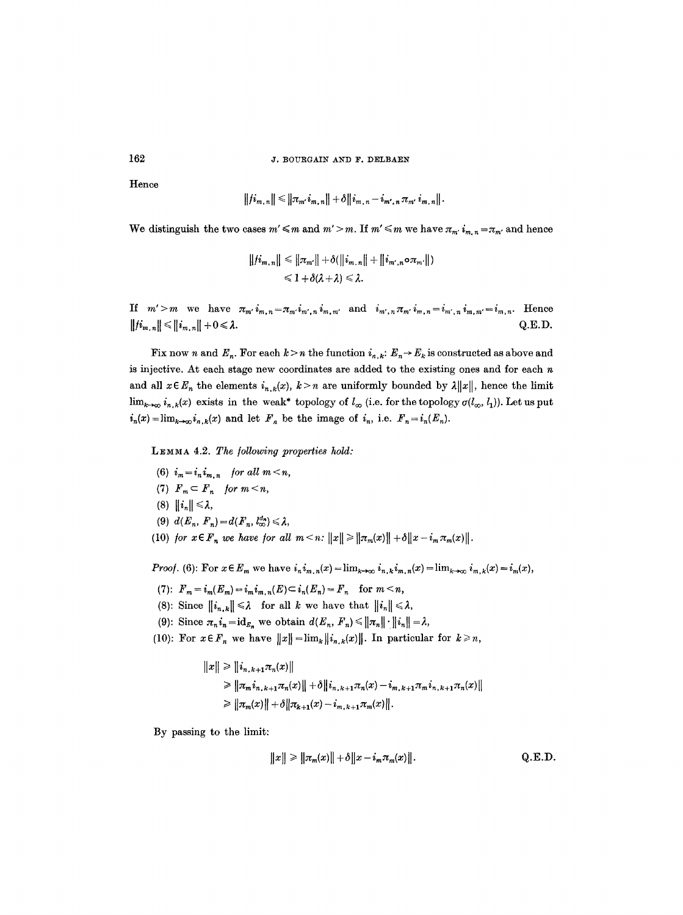Hence

$$\|fi_{m,n}\| \leqslant \|\pi_{m'} i_{m,n}\| + \delta \|i_{m,n} - i_{m',n} \pi_{m'} i_{m,n}\|.$$

We distinguish the two cases $m' \leqslant m$ and $m' > m$. If $m' \leqslant m$ we have $\pi_{m'} i_{m,n} = \pi_{m'}$ and hence

$$\begin{aligned} \|fi_{m,n}\| &\leqslant \|\pi_{m'}\| + \delta(\|i_{m,n}\| + \|i_{m',n} \circ \pi_{m'}\|) \\ &\leqslant 1 + \delta(\lambda + \lambda) \leqslant \lambda. \end{aligned}$$

If $m' > m$ we have $\pi_{m'} i_{m,n} = \pi_{m'} i_{m',n} i_{m,m'}$ and $i_{m',n} \pi_{m'} i_{m,n} = i_{m',n} i_{m,m'} = i_{m,n}$. Hence $\|fi_{m,n}\| \leqslant \|i_{m,n}\| + 0 \leqslant \lambda$. Q.E.D.

Fix now $n$ and $E_n$. For each $k > n$ the function $i_{n,k}: E_n \to E_k$ is constructed as above and is injective. At each stage new coordinates are added to the existing ones and for each $n$ and all $x \in E_n$ the elements $i_{n,k}(x)$, $k > n$ are uniformly bounded by $\lambda \|x\|$, hence the limit $\lim_{k\to\infty} i_{n,k}(x)$ exists in the weak* topology of $l_\infty$ (i.e. for the topology $\sigma(l_\infty, l_1)$). Let us put $i_n(x) = \lim_{k\to\infty} i_{n,k}(x)$ and let $F_n$ be the image of $i_n$, i.e. $F_n = i_n(E_n)$.

LEMMA 4.2. *The following properties hold:*

(6) $i_m = i_n i_{m,n}$ *for all* $m < n$,

(7) $F_m \subset F_n$ *for* $m < n$,

(8) $\|i_n\| \leqslant \lambda$,

(9) $d(E_n, F_n) = d(F_n, l_\infty^{d_n}) \leqslant \lambda$,

(10) *for* $x \in F_n$ *we have for all* $m < n$: $\|x\| \geqslant \|\pi_m(x)\| + \delta \|x - i_m \pi_m(x)\|$.

*Proof.* (6): For $x \in E_m$ we have $i_n i_{m,n}(x) = \lim_{k\to\infty} i_{n,k} i_{m,n}(x) = \lim_{k\to\infty} i_{m,k}(x) = i_m(x)$,

(7): $F_m = i_m(E_m) = i_m i_{m,n}(E) \subset i_n(E_n) = F_n$ for $m < n$,

(8): Since $\|i_{n,k}\| \leqslant \lambda$ for all $k$ we have that $\|i_n\| \leqslant \lambda$,

(9): Since $\pi_n i_n = \mathrm{id}_{E_n}$ we obtain $d(E_n, F_n) \leqslant \|\pi_n\| \cdot \|i_n\| = \lambda$,

(10): For $x \in F_n$ we have $\|x\| = \lim_k \|i_{n,k}(x)\|$. In particular for $k \geqslant n$,

$$\begin{aligned} \|x\| &\geqslant \|i_{n,k+1} \pi_n(x)\| \\ &\geqslant \|\pi_m i_{n,k+1} \pi_n(x)\| + \delta \|i_{n,k+1} \pi_n(x) - i_{m,k+1} \pi_m i_{n,k+1} \pi_n(x)\| \\ &\geqslant \|\pi_m(x)\| + \delta \|\pi_{k+1}(x) - i_{m,k+1} \pi_m(x)\|. \end{aligned}$$

By passing to the limit:

$$\|x\| \geqslant \|\pi_m(x)\| + \delta \|x - i_m \pi_m(x)\|. \qquad \text{Q.E.D.}$$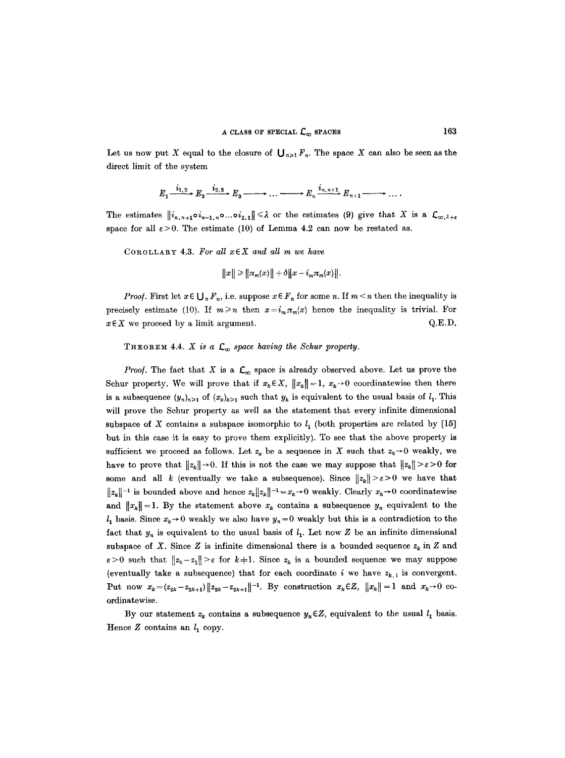Let us now put $X$ equal to the closure of $\bigcup_{n\geq 1} F_n$. The space $X$ can also be seen as the direct limit of the system

$$E_1 \xrightarrow{i_{1,2}} E_2 \xrightarrow{i_{2,3}} E_3 \longrightarrow \dots \longrightarrow E_n \xrightarrow{i_{n,n+1}} E_{n+1} \longrightarrow \dots .$$

The estimates $\|i_{n,n+1} \circ i_{n-1,n} \circ \dots \circ i_{2,1}\| \leq \lambda$ or the estimates (9) give that $X$ is a $\mathcal{L}_{\infty,\lambda+\varepsilon}$ space for all $\varepsilon > 0$. The estimate (10) of Lemma 4.2 can now be restated as.

COROLLARY 4.3. *For all $x \in X$ and all $m$ we have*

$$\|x\| \geq \|\pi_m(x)\| + \delta \|x - i_m \pi_m(x)\|.$$

*Proof.* First let $x \in \bigcup_n F_n$, i.e. suppose $x \in F_n$ for some $n$. If $m < n$ then the inequality is precisely estimate (10). If $m \geq n$ then $x = i_m \pi_m(x)$ hence the inequality is trivial. For $x \in X$ we proceed by a limit argument. Q.E.D.

THEOREM 4.4. *$X$ is a $\mathcal{L}_\infty$ space having the Schur property.*

*Proof.* The fact that $X$ is a $\mathcal{L}_\infty$ space is already observed above. Let us prove the Schur property. We will prove that if $x_k \in X$, $\|x_k\| = 1$, $x_k \to 0$ coordinatewise then there is a subsequence $(y_n)_{n\geq 1}$ of $(x_k)_{k\geq 1}$ such that $y_k$ is equivalent to the usual basis of $l_1$. This will prove the Schur property as well as the statement that every infinite dimensional subspace of $X$ contains a subspace isomorphic to $l_1$ (both properties are related by [15] but in this case it is easy to prove them explicitly). To see that the above property is sufficient we proceed as follows. Let $z_k$ be a sequence in $X$ such that $z_k \to 0$ weakly, we have to prove that $\|z_k\| \to 0$. If this is not the case we may suppose that $\|z_k\| > \varepsilon > 0$ for some and all $k$ (eventually we take a subsequence). Since $\|z_k\| > \varepsilon > 0$ we have that $\|z_k\|^{-1}$ is bounded above and hence $z_k \|z_k\|^{-1} = x_k \to 0$ weakly. Clearly $x_k \to 0$ coordinatewise and $\|x_k\| = 1$. By the statement above $x_k$ contains a subsequence $y_n$ equivalent to the $l_1$ basis. Since $x_k \to 0$ weakly we also have $y_n = 0$ weakly but this is a contradiction to the fact that $y_n$ is equivalent to the usual basis of $l_1$. Let now $Z$ be an infinite dimensional subspace of $X$. Since $Z$ is infinite dimensional there is a bounded sequence $z_k$ in $Z$ and $\varepsilon > 0$ such that $\|z_k - z_1\| > \varepsilon$ for $k \neq 1$. Since $z_k$ is a bounded sequence we may suppose (eventually take a subsequence) that for each coordinate $i$ we have $z_{k,i}$ is convergent. Put now $x_k = (z_{2k} - z_{2k+1}) \|z_{2k} - z_{2k+1}\|^{-1}$. By construction $x_k \in Z$, $\|x_k\| = 1$ and $x_k \to 0$ coordinatewise.

By our statement $z_k$ contains a subsequence $y_n \in Z$, equivalent to the usual $l_1$ basis. Hence $Z$ contains an $l_1$ copy.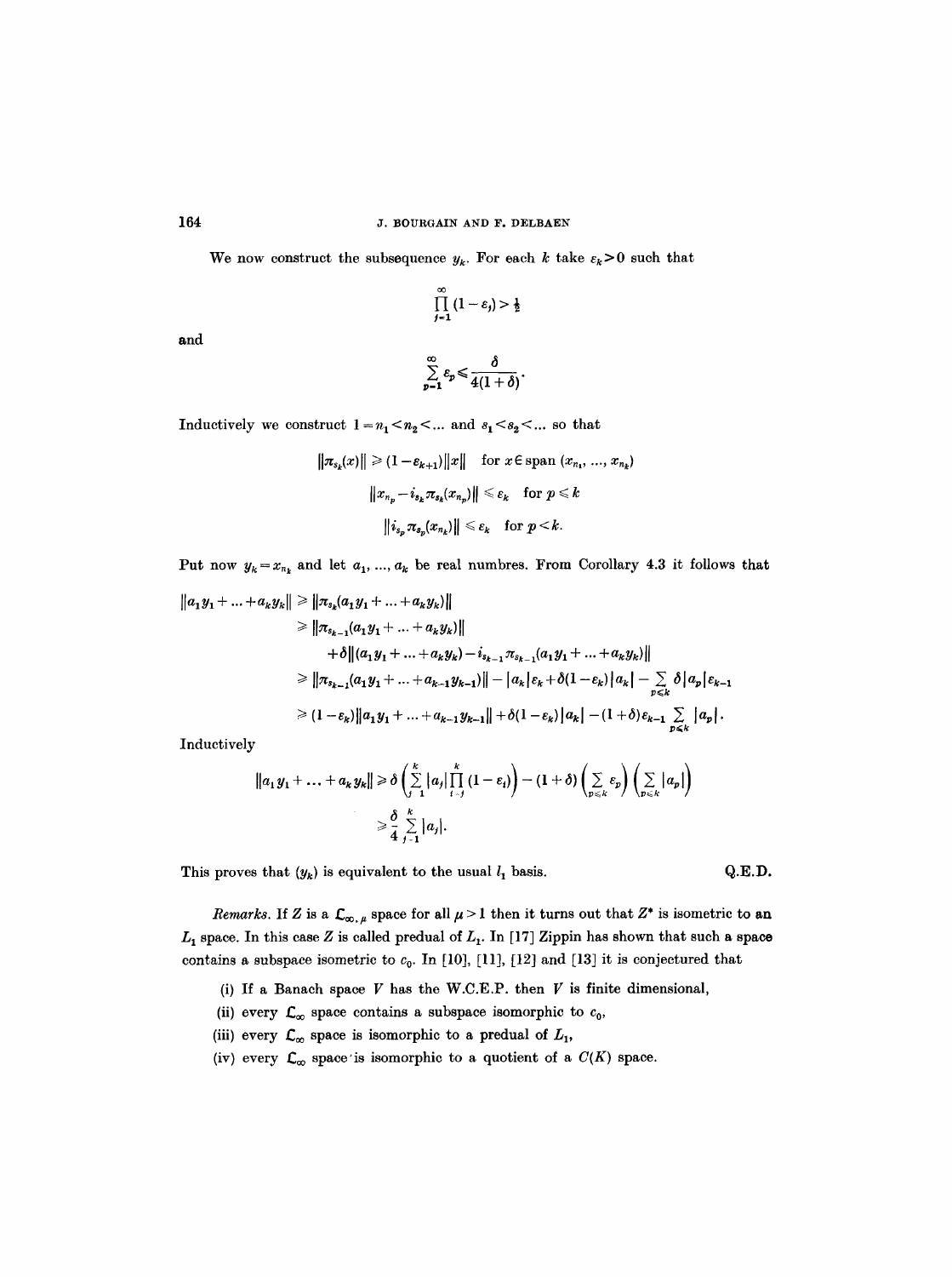We now construct the subsequence $y_k$. For each $k$ take $\varepsilon_k > 0$ such that

$$\prod_{j=1}^{\infty} (1-\varepsilon_j) > \tfrac{1}{2}$$

and

$$\sum_{p=1}^{\infty} \varepsilon_p \leqslant \frac{\delta}{4(1+\delta)}.$$

Inductively we construct $1 = n_1 < n_2 < \ldots$ and $s_1 < s_2 < \ldots$ so that

$$\|\pi_{s_k}(x)\| \geqslant (1-\varepsilon_{k+1})\|x\| \quad \text{for } x \in \operatorname{span}(x_{n_1}, \ldots, x_{n_k})$$

$$\|x_{n_p} - i_{s_k}\pi_{s_k}(x_{n_p})\| \leqslant \varepsilon_k \quad \text{for } p \leqslant k$$

$$\|i_{s_p}\pi_{s_p}(x_{n_k})\| \leqslant \varepsilon_k \quad \text{for } p < k.$$

Put now $y_k = x_{n_k}$ and let $a_1, \ldots, a_k$ be real numbres. From Corollary 4.3 it follows that

$$\begin{aligned}
\|a_1 y_1 + \ldots + a_k y_k\| &\geqslant \|\pi_{s_k}(a_1 y_1 + \ldots + a_k y_k)\| \\
&\geqslant \|\pi_{s_{k-1}}(a_1 y_1 + \ldots + a_k y_k)\| \\
&\quad + \delta\|(a_1 y_1 + \ldots + a_k y_k) - i_{s_{k-1}}\pi_{s_{k-1}}(a_1 y_1 + \ldots + a_k y_k)\| \\
&\geqslant \|\pi_{s_{k-1}}(a_1 y_1 + \ldots + a_{k-1} y_{k-1})\| - |a_k|\varepsilon_k + \delta(1-\varepsilon_k)|a_k| - \sum_{p \leqslant k} \delta|a_p|\varepsilon_{k-1} \\
&\geqslant (1-\varepsilon_k)\|a_1 y_1 + \ldots + a_{k-1} y_{k-1}\| + \delta(1-\varepsilon_k)|a_k| - (1+\delta)\varepsilon_{k-1} \sum_{p \leqslant k} |a_p|.
\end{aligned}$$

Inductively

$$\begin{aligned}
\|a_1 y_1 + \ldots + a_k y_k\| &\geqslant \delta\left(\sum_{j=1}^{k} |a_j| \prod_{i=j}^{k} (1-\varepsilon_i)\right) - (1+\delta)\left(\sum_{p \leqslant k} \varepsilon_p\right)\left(\sum_{p \leqslant k} |a_p|\right) \\
&\geqslant \frac{\delta}{4} \sum_{j=1}^{k} |a_j|.
\end{aligned}$$

This proves that $(y_k)$ is equivalent to the usual $l_1$ basis. Q.E.D.

*Remarks.* If $Z$ is a $\mathcal{L}_{\infty,\mu}$ space for all $\mu > 1$ then it turns out that $Z^*$ is isometric to an $L_1$ space. In this case $Z$ is called predual of $L_1$. In [17] Zippin has shown that such a space contains a subspace isometric to $c_0$. In [10], [11], [12] and [13] it is conjectured that

(i) If a Banach space $V$ has the W.C.E.P. then $V$ is finite dimensional,

(ii) every $\mathcal{L}_\infty$ space contains a subspace isomorphic to $c_0$,

(iii) every $\mathcal{L}_\infty$ space is isomorphic to a predual of $L_1$,

(iv) every $\mathcal{L}_\infty$ space is isomorphic to a quotient of a $C(K)$ space.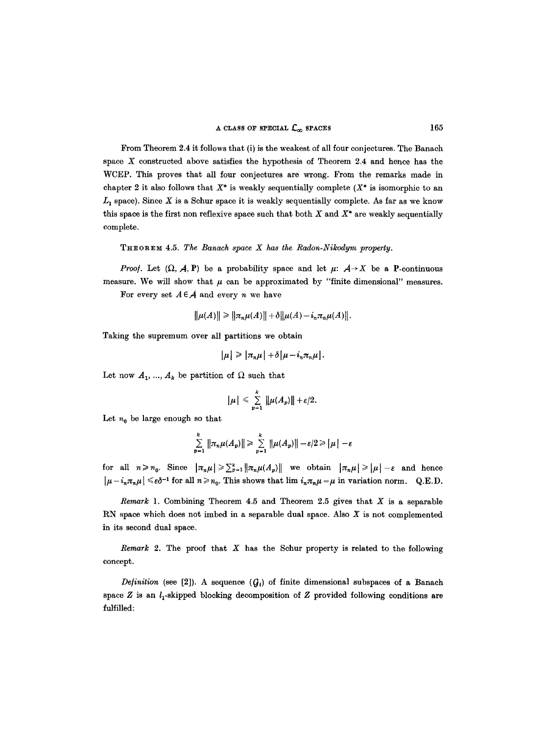From Theorem 2.4 it follows that (i) is the weakest of all four conjectures. The Banach space $X$ constructed above satisfies the hypothesis of Theorem 2.4 and hence has the WCEP. This proves that all four conjectures are wrong. From the remarks made in chapter 2 it also follows that $X^*$ is weakly sequentially complete ($X^*$ is isomorphic to an $L_1$ space). Since $X$ is a Schur space it is weakly sequentially complete. As far as we know this space is the first non reflexive space such that both $X$ and $X^*$ are weakly sequentially complete.

THEOREM 4.5. *The Banach space $X$ has the Radon-Nikodym property.*

*Proof.* Let $(\Omega, \mathcal{A}, \mathbf{P})$ be a probability space and let $\mu: \mathcal{A} \to X$ be a $\mathbf{P}$-continuous measure. We will show that $\mu$ can be approximated by "finite dimensional" measures.

For every set $A \in \mathcal{A}$ and every $n$ we have

$$\|\mu(A)\| \geqslant \|\pi_n \mu(A)\| + \delta \|\mu(A) - i_n \pi_n \mu(A)\|.$$

Taking the supremum over all partitions we obtain

$$|\mu| \geqslant |\pi_n \mu| + \delta |\mu - i_n \pi_n \mu|.$$

Let now $A_1, \ldots, A_k$ be partition of $\Omega$ such that

$$|\mu| \leqslant \sum_{p=1}^{k} \|\mu(A_p)\| + \varepsilon/2.$$

Let $n_0$ be large enough so that

$$\sum_{p=1}^{k} \|\pi_n \mu(A_p)\| \geqslant \sum_{p=1}^{k} \|\mu(A_p)\| - \varepsilon/2 \geqslant |\mu| - \varepsilon$$

for all $n \geqslant n_0$. Since $|\pi_n \mu| \geqslant \sum_{p=1}^{k} \|\pi_n \mu(A_p)\|$ we obtain $|\pi_n \mu| \geqslant |\mu| - \varepsilon$ and hence $|\mu - i_n \pi_n \mu| \leqslant \varepsilon \delta^{-1}$ for all $n \geqslant n_0$. This shows that $\lim i_n \pi_n \mu = \mu$ in variation norm. Q.E.D.

*Remark* 1. Combining Theorem 4.5 and Theorem 2.5 gives that $X$ is a separable RN space which does not imbed in a separable dual space. Also $X$ is not complemented in its second dual space.

*Remark* 2. The proof that $X$ has the Schur property is related to the following concept.

*Definition* (see [2]). A sequence $(G_i)$ of finite dimensional subspaces of a Banach space $Z$ is an $l_1$-skipped blocking decomposition of $Z$ provided following conditions are fulfilled: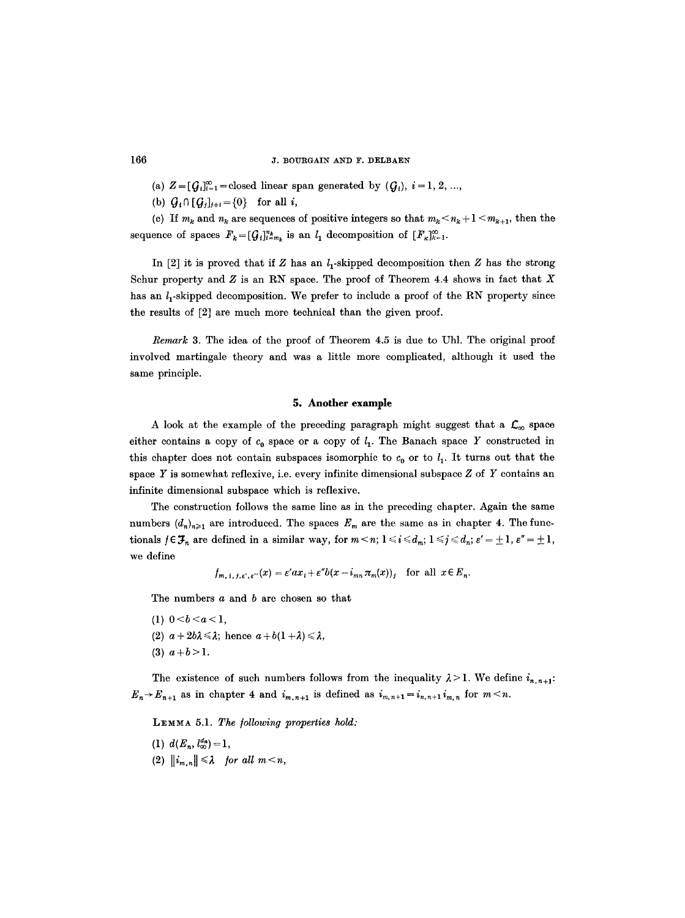(a) $Z = [\mathcal{G}_i]_{i=1}^{\infty}$ = closed linear span generated by $(\mathcal{G}_i)$, $i = 1, 2, \ldots$,

(b) $\mathcal{G}_i \cap [\mathcal{G}_j]_{j \neq i} = \{0\}$ for all $i$,

(c) If $m_k$ and $n_k$ are sequences of positive integers so that $m_k < n_k + 1 < m_{k+1}$, then the sequence of spaces $F_k = [\mathcal{G}_i]_{i=m_k}^{n_k}$ is an $l_1$ decomposition of $[F_k]_{k=1}^{\infty}$.

In [2] it is proved that if $Z$ has an $l_1$-skipped decomposition then $Z$ has the strong Schur property and $Z$ is an RN space. The proof of Theorem 4.4 shows in fact that $X$ has an $l_1$-skipped decomposition. We prefer to include a proof of the RN property since the results of [2] are much more technical than the given proof.

*Remark* 3. The idea of the proof of Theorem 4.5 is due to Uhl. The original proof involved martingale theory and was a little more complicated, although it used the same principle.

## 5. Another example

A look at the example of the preceding paragraph might suggest that a $\mathcal{L}_\infty$ space either contains a copy of $c_0$ space or a copy of $l_1$. The Banach space $Y$ constructed in this chapter does not contain subspaces isomorphic to $c_0$ or to $l_1$. It turns out that the space $Y$ is somewhat reflexive, i.e. every infinite dimensional subspace $Z$ of $Y$ contains an infinite dimensional subspace which is reflexive.

The construction follows the same line as in the preceding chapter. Again the same numbers $(d_n)_{n \geq 1}$ are introduced. The spaces $E_m$ are the same as in chapter 4. The functionals $f \in \mathcal{F}_n$ are defined in a similar way, for $m < n$; $1 \leq i \leq d_m$; $1 \leq j \leq d_n$; $\varepsilon' = \pm 1$, $\varepsilon'' = \pm 1$, we define

$$f_{m,i,j,\varepsilon',\varepsilon''}(x) = \varepsilon' a x_i + \varepsilon'' b (x - i_{mn} \pi_m(x))_j \quad \text{for all } x \in E_n.$$

The numbers $a$ and $b$ are chosen so that

(1) $0 < b < a < 1$,

(2) $a + 2b\lambda \leq \lambda$; hence $a + b(1 + \lambda) \leq \lambda$,

(3) $a + b > 1$.

The existence of such numbers follows from the inequality $\lambda > 1$. We define $i_{n,n+1}$: $E_n \to E_{n+1}$ as in chapter 4 and $i_{m,n+1}$ is defined as $i_{m,n+1} = i_{n,n+1} i_{m,n}$ for $m < n$.

LEMMA 5.1. *The following properties hold:*

(1) $d(E_n, l_\infty^{d_n}) = 1$,

(2) $\|i_{m,n}\| \leq \lambda$ *for all* $m < n$,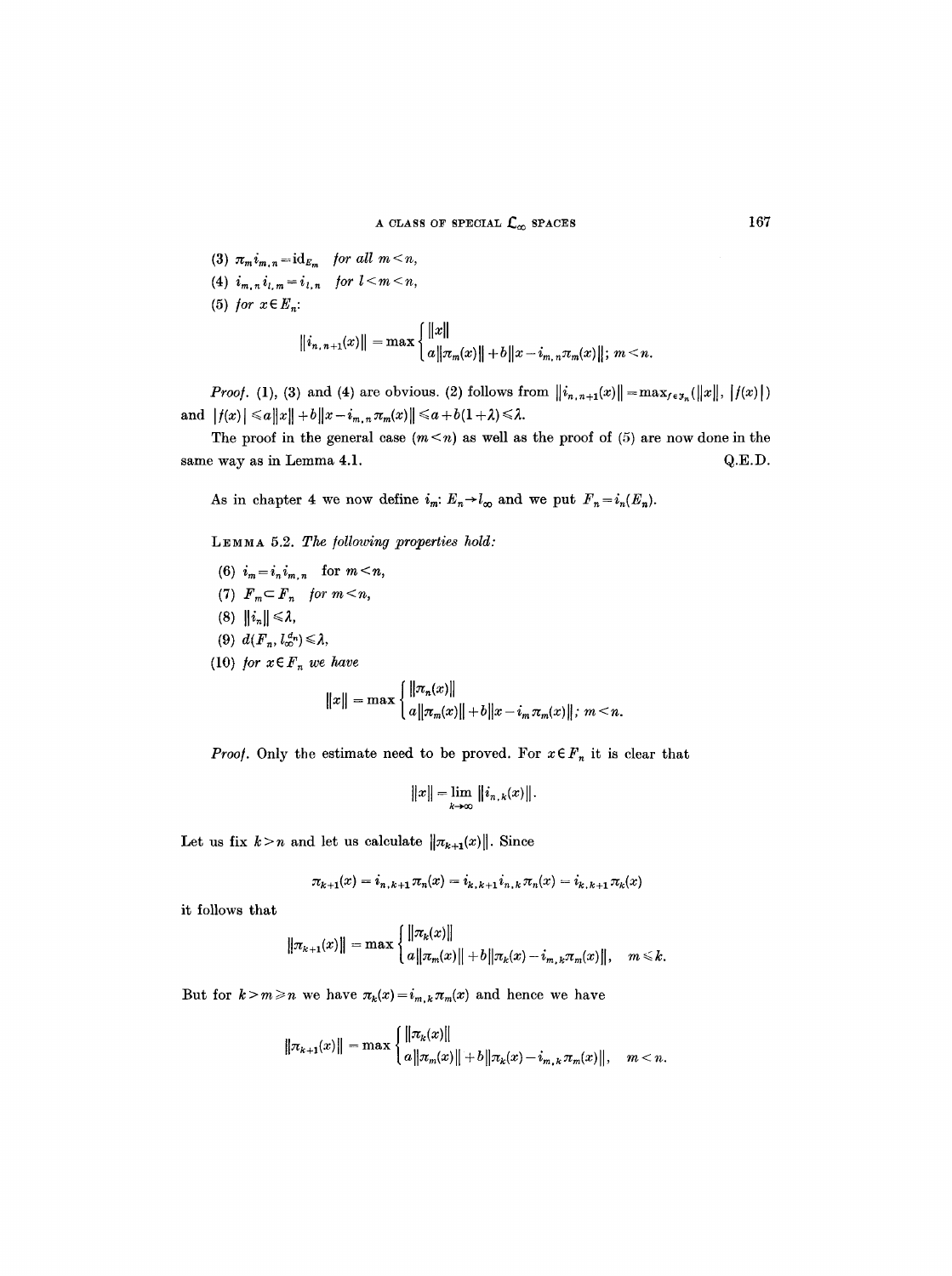(3) $\pi_m i_{m,n} = \mathrm{id}_{E_m}$ *for all* $m < n$,

(4) $i_{m,n} i_{l,m} = i_{l,n}$ *for* $l < m < n$,

(5) *for* $x \in E_n$:

$$\|i_{n,n+1}(x)\| = \max \begin{cases} \|x\| \\ a\|\pi_m(x)\| + b\|x - i_{m,n}\pi_m(x)\|; \; m < n. \end{cases}$$

*Proof.* (1), (3) and (4) are obvious. (2) follows from $\|i_{n,n+1}(x)\| = \max_{f \in \mathcal{F}_n}(\|x\|, |f(x)|)$ and $|f(x)| \leq a\|x\| + b\|x - i_{m,n}\pi_m(x)\| \leq a + b(1+\lambda) \leq \lambda$.

The proof in the general case $(m < n)$ as well as the proof of (5) are now done in the same way as in Lemma 4.1. Q.E.D.

As in chapter 4 we now define $i_m\colon E_n \to l_\infty$ and we put $F_n = i_n(E_n)$.

LEMMA 5.2. *The following properties hold:*

(6) $i_m = i_n i_{m,n}$ for $m < n$,

(7) $F_m \subset F_n$ *for* $m < n$,

(8) $\|i_n\| \leq \lambda$,

(9) $d(F_n, l_\infty^{d_n}) \leq \lambda$,

(10) *for* $x \in F_n$ *we have*

$$\|x\| = \max \begin{cases} \|\pi_n(x)\| \\ a\|\pi_m(x)\| + b\|x - i_m\pi_m(x)\|; \; m < n. \end{cases}$$

*Proof.* Only the estimate need to be proved. For $x \in F_n$ it is clear that

$$\|x\| = \lim_{k \to \infty} \|i_{n,k}(x)\|.$$

Let us fix $k > n$ and let us calculate $\|\pi_{k+1}(x)\|$. Since

$$\pi_{k+1}(x) = i_{n,k+1}\pi_n(x) = i_{k,k+1}i_{n,k}\pi_n(x) = i_{k,k+1}\pi_k(x)$$

it follows that

$$\|\pi_{k+1}(x)\| = \max \begin{cases} \|\pi_k(x)\| \\ a\|\pi_m(x)\| + b\|\pi_k(x) - i_{m,k}\pi_m(x)\|, \quad m \leq k. \end{cases}$$

But for $k > m \geq n$ we have $\pi_k(x) = i_{m,k}\pi_m(x)$ and hence we have

$$\|\pi_{k+1}(x)\| = \max \begin{cases} \|\pi_k(x)\| \\ a\|\pi_m(x)\| + b\|\pi_k(x) - i_{m,k}\pi_m(x)\|, \quad m < n. \end{cases}$$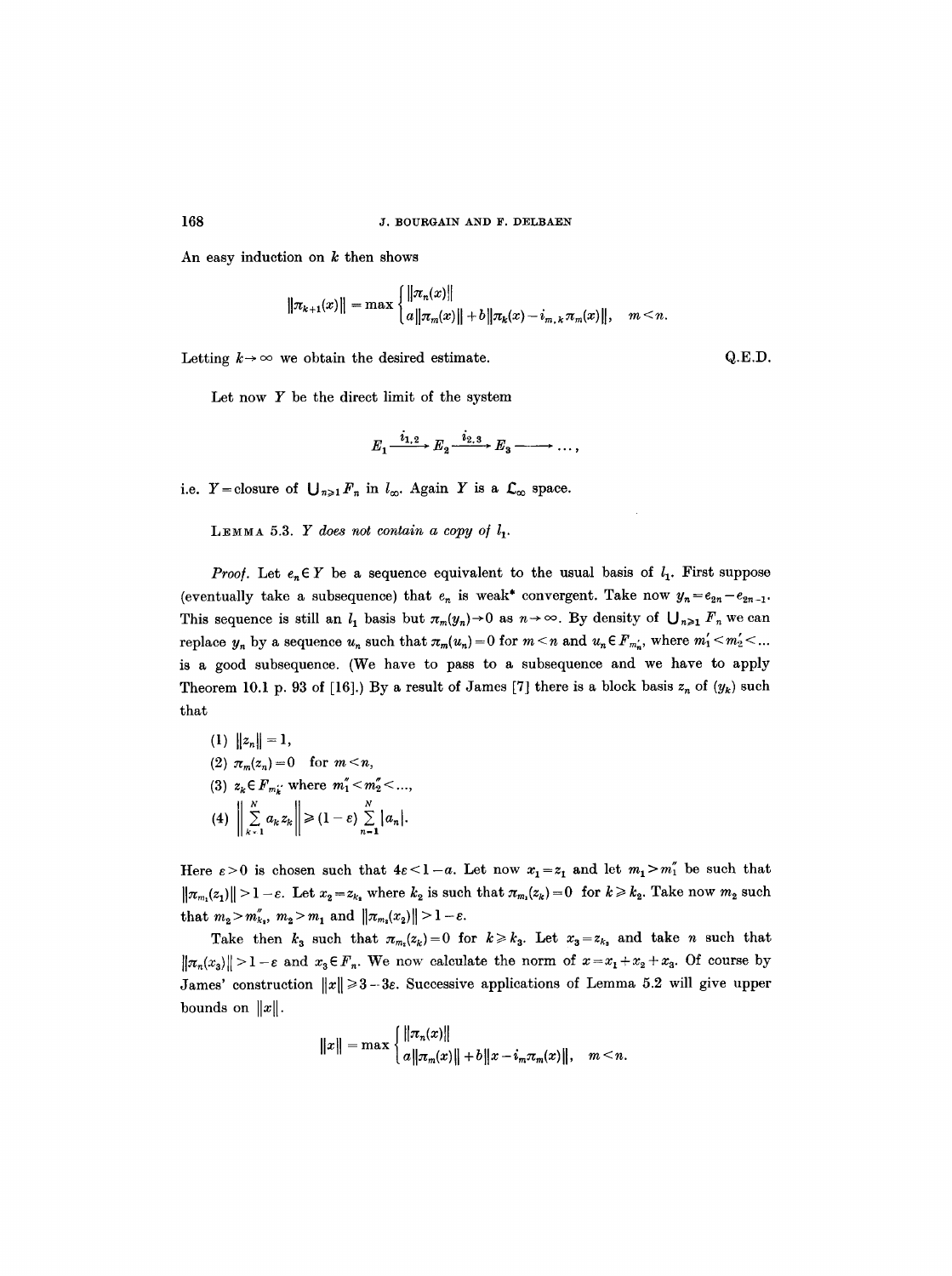An easy induction on $k$ then shows

$$\|\pi_{k+1}(x)\| = \max \begin{cases} \|\pi_n(x)\| \\ a\|\pi_m(x)\| + b\|\pi_k(x) - i_{m,k}\pi_m(x)\|, & m < n. \end{cases}$$

Letting $k \to \infty$ we obtain the desired estimate. Q.E.D.

Let now $Y$ be the direct limit of the system

$$E_1 \xrightarrow{i_{1,2}} E_2 \xrightarrow{i_{2,3}} E_3 \longrightarrow \ldots,$$

i.e. $Y$ = closure of $\bigcup_{n \geq 1} F_n$ in $l_\infty$. Again $Y$ is a $\mathcal{L}_\infty$ space.

LEMMA 5.3. *$Y$ does not contain a copy of $l_1$.*

*Proof.* Let $e_n \in Y$ be a sequence equivalent to the usual basis of $l_1$. First suppose (eventually take a subsequence) that $e_n$ is weak* convergent. Take now $y_n = e_{2n} - e_{2n-1}$. This sequence is still an $l_1$ basis but $\pi_m(y_n) \to 0$ as $n \to \infty$. By density of $\bigcup_{n \geq 1} F_n$ we can replace $y_n$ by a sequence $u_n$ such that $\pi_m(u_n) = 0$ for $m < n$ and $u_n \in F_{m'_n}$, where $m'_1 < m'_2 < \ldots$ is a good subsequence. (We have to pass to a subsequence and we have to apply Theorem 10.1 p. 93 of [16].) By a result of James [7] there is a block basis $z_n$ of $(y_k)$ such that

(1) $\|z_n\| = 1$,

(2) $\pi_m(z_n) = 0$ for $m < n$,

(3) $z_k \in F_{m''_k}$ where $m''_1 < m''_2 < \ldots$,

(4) $\left\| \sum_{k=1}^{N} a_k z_k \right\| \geq (1 - \varepsilon) \sum_{n=1}^{N} |a_n|$.

Here $\varepsilon > 0$ is chosen such that $4\varepsilon < 1 - a$. Let now $x_1 = z_1$ and let $m_1 > m''_1$ be such that $\|\pi_{m_1}(z_1)\| > 1 - \varepsilon$. Let $x_2 = z_{k_2}$ where $k_2$ is such that $\pi_{m_1}(z_k) = 0$ for $k \geq k_2$. Take now $m_2$ such that $m_2 > m''_{k_2}$, $m_2 > m_1$ and $\|\pi_{m_2}(x_2)\| > 1 - \varepsilon$.

Take then $k_3$ such that $\pi_{m_2}(z_k) = 0$ for $k \geq k_3$. Let $x_3 = z_{k_3}$ and take $n$ such that $\|\pi_n(x_3)\| > 1 - \varepsilon$ and $x_3 \in F_n$. We now calculate the norm of $x = x_1 + x_2 + x_3$. Of course by James' construction $\|x\| \geq 3 - 3\varepsilon$. Successive applications of Lemma 5.2 will give upper bounds on $\|x\|$.

$$\|x\| = \max \begin{cases} \|\pi_n(x)\| \\ a\|\pi_m(x)\| + b\|x - i_m \pi_m(x)\|, & m < n. \end{cases}$$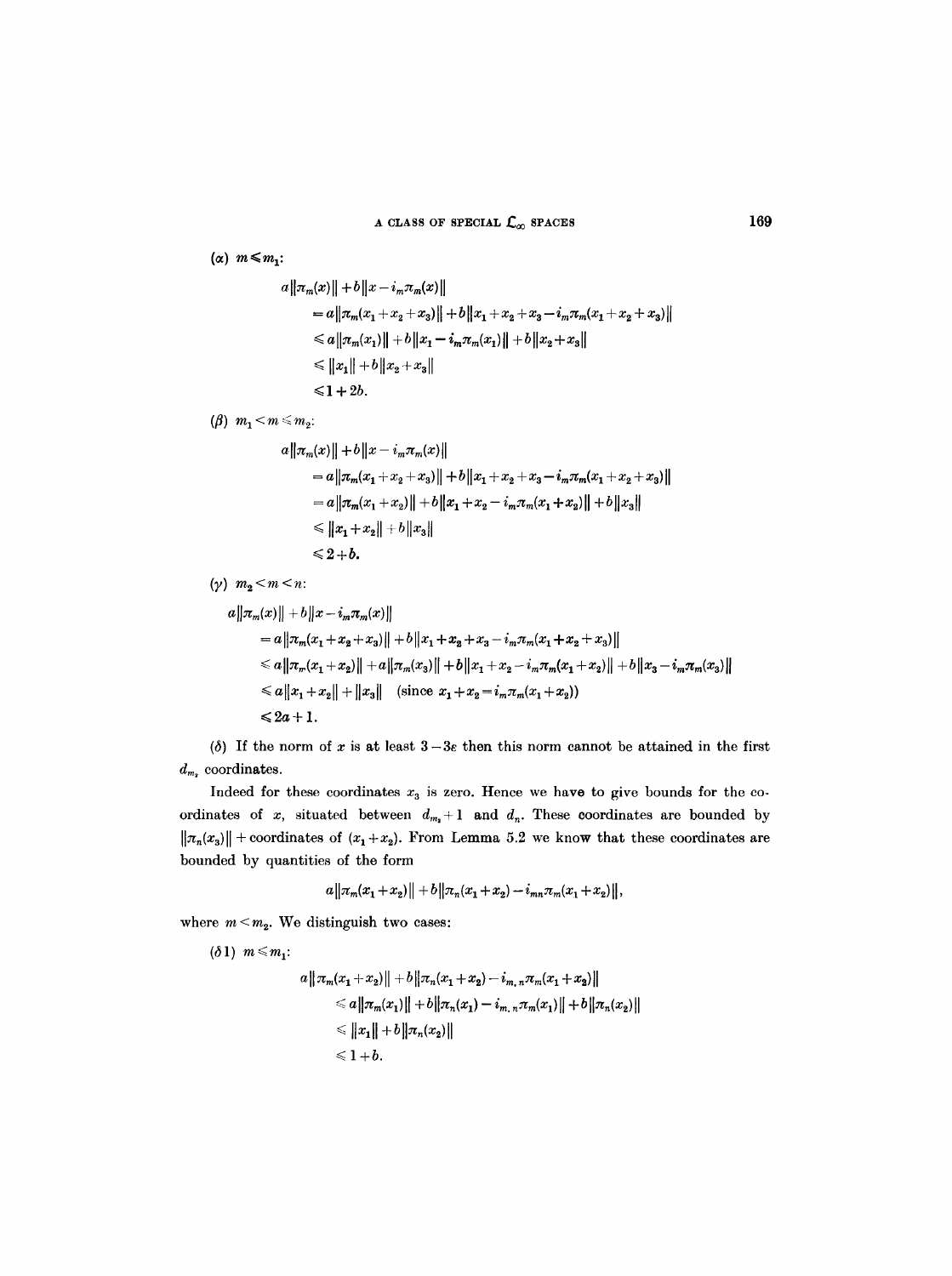(α) $m \leqslant m_1$:

$$
\begin{aligned}
&a\|\pi_m(x)\| + b\|x - i_m\pi_m(x)\| \\
&\quad = a\|\pi_m(x_1+x_2+x_3)\| + b\|x_1+x_2+x_3 - i_m\pi_m(x_1+x_2+x_3)\| \\
&\quad \leqslant a\|\pi_m(x_1)\| + b\|x_1 - i_m\pi_m(x_1)\| + b\|x_2+x_3\| \\
&\quad \leqslant \|x_1\| + b\|x_2+x_3\| \\
&\quad \leqslant 1+2b.
\end{aligned}
$$

(β) $m_1 < m \leqslant m_2$:

$$
\begin{aligned}
&a\|\pi_m(x)\| + b\|x - i_m\pi_m(x)\| \\
&\quad = a\|\pi_m(x_1+x_2+x_3)\| + b\|x_1+x_2+x_3 - i_m\pi_m(x_1+x_2+x_3)\| \\
&\quad = a\|\pi_m(x_1+x_2)\| + b\|x_1+x_2 - i_m\pi_m(x_1+x_2)\| + b\|x_3\| \\
&\quad \leqslant \|x_1+x_2\| + b\|x_3\| \\
&\quad \leqslant 2+b.
\end{aligned}
$$

(γ) $m_2 < m < n$:

$$
\begin{aligned}
&a\|\pi_m(x)\| + b\|x - i_m\pi_m(x)\| \\
&\quad = a\|\pi_m(x_1+x_2+x_3)\| + b\|x_1+x_2+x_3 - i_m\pi_m(x_1+x_2+x_3)\| \\
&\quad \leqslant a\|\pi_m(x_1+x_2)\| + a\|\pi_m(x_3)\| + b\|x_1+x_2 - i_m\pi_m(x_1+x_2)\| + b\|x_3 - i_m\pi_m(x_3)\| \\
&\quad \leqslant a\|x_1+x_2\| + \|x_3\| \quad (\text{since } x_1+x_2 = i_m\pi_m(x_1+x_2)) \\
&\quad \leqslant 2a+1.
\end{aligned}
$$

(δ) If the norm of $x$ is at least $3-3\varepsilon$ then this norm cannot be attained in the first $d_{m_2}$ coordinates.

Indeed for these coordinates $x_3$ is zero. Hence we have to give bounds for the coordinates of $x$, situated between $d_{m_2}+1$ and $d_n$. These coordinates are bounded by $\|\pi_n(x_3)\|$ + coordinates of $(x_1+x_2)$. From Lemma 5.2 we know that these coordinates are bounded by quantities of the form

$$a\|\pi_m(x_1+x_2)\| + b\|\pi_n(x_1+x_2) - i_{mn}\pi_m(x_1+x_2)\|,$$

where $m < m_2$. We distinguish two cases:

(δ1) $m \leqslant m_1$:

$$
\begin{aligned}
&a\|\pi_m(x_1+x_2)\| + b\|\pi_n(x_1+x_2) - i_{m,n}\pi_m(x_1+x_2)\| \\
&\quad \leqslant a\|\pi_m(x_1)\| + b\|\pi_n(x_1) - i_{m,n}\pi_m(x_1)\| + b\|\pi_n(x_2)\| \\
&\quad \leqslant \|x_1\| + b\|\pi_n(x_2)\| \\
&\quad \leqslant 1+b.
\end{aligned}
$$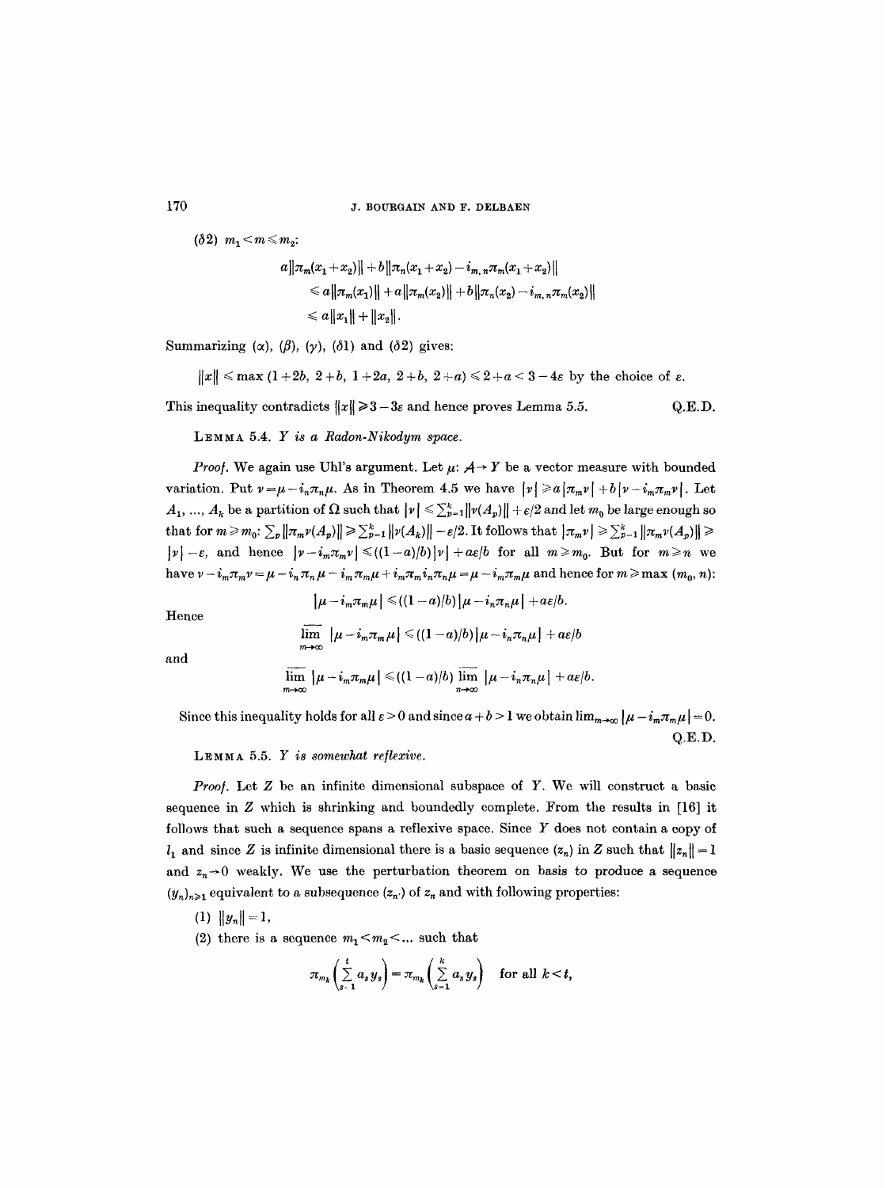($\delta 2$) $m_1 < m \leqslant m_2$:

$$a\|\pi_m(x_1+x_2)\| + b\|\pi_n(x_1+x_2) - i_{m,n}\pi_m(x_1+x_2)\|$$
$$\leqslant a\|\pi_m(x_1)\| + a\|\pi_m(x_2)\| + b\|\pi_n(x_2) - i_{m,n}\pi_m(x_2)\|$$
$$\leqslant a\|x_1\| + \|x_2\|.$$

Summarizing ($\alpha$), ($\beta$), ($\gamma$), ($\delta 1$) and ($\delta 2$) gives:

$$\|x\| \leqslant \max(1+2b,\ 2+b,\ 1+2a,\ 2+b,\ 2+a) \leqslant 2+a < 3-4\varepsilon \text{ by the choice of } \varepsilon.$$

This inequality contradicts $\|x\| \geqslant 3-3\varepsilon$ and hence proves Lemma 5.5. Q.E.D.

LEMMA 5.4. *Y is a Radon-Nikodym space.*

*Proof.* We again use Uhl's argument. Let $\mu: \mathcal{A} \to Y$ be a vector measure with bounded variation. Put $\nu = \mu - i_n\pi_n\mu$. As in Theorem 4.5 we have $|\nu| \geqslant a|\pi_m\nu| + b|\nu - i_m\pi_m\nu|$. Let $A_1, ..., A_k$ be a partition of $\Omega$ such that $|\nu| \leqslant \sum_{p=1}^{k}\|\nu(A_p)\| + \varepsilon/2$ and let $m_0$ be large enough so that for $m \geqslant m_0$: $\sum_p \|\pi_m\nu(A_p)\| \geqslant \sum_{p=1}^{k}\|\nu(A_k)\| - \varepsilon/2$. It follows that $|\pi_m\nu| \geqslant \sum_{p=1}^{k}\|\pi_m\nu(A_p)\| \geqslant |\nu| - \varepsilon$, and hence $|\nu - i_m\pi_m\nu| \leqslant ((1-a)/b)|\nu| + a\varepsilon/b$ for all $m \geqslant m_0$. But for $m \geqslant n$ we have $\nu - i_m\pi_m\nu = \mu - i_n\pi_n\mu - i_m\pi_m\mu + i_m\pi_m i_n\pi_n\mu = \mu - i_m\pi_m\mu$ and hence for $m \geqslant \max(m_0, n)$:

$$|\mu - i_m\pi_m\mu| \leqslant ((1-a)/b)|\mu - i_n\pi_n\mu| + a\varepsilon/b.$$

Hence

$$\overline{\lim_{m\to\infty}}\ |\mu - i_m\pi_m\mu| \leqslant ((1-a)/b)|\mu - i_n\pi_n\mu| + a\varepsilon/b$$

and

$$\overline{\lim_{m\to\infty}}\ |\mu - i_m\pi_m\mu| \leqslant ((1-a)/b)\ \overline{\lim_{n\to\infty}}\ |\mu - i_n\pi_n\mu| + a\varepsilon/b.$$

Since this inequality holds for all $\varepsilon > 0$ and since $a+b > 1$ we obtain $\lim_{m\to\infty}|\mu - i_m\pi_m\mu| = 0$. Q.E.D.

LEMMA 5.5. *Y is somewhat reflexive.*

*Proof.* Let $Z$ be an infinite dimensional subspace of $Y$. We will construct a basic sequence in $Z$ which is shrinking and boundedly complete. From the results in [16] it follows that such a sequence spans a reflexive space. Since $Y$ does not contain a copy of $l_1$ and since $Z$ is infinite dimensional there is a basic sequence $(z_n)$ in $Z$ such that $\|z_n\| = 1$ and $z_n \to 0$ weakly. We use the perturbation theorem on basis to produce a sequence $(y_n)_{n\geqslant 1}$ equivalent to a subsequence $(z_{n'})$ of $z_n$ and with following properties:

(1) $\|y_n\| = 1$,

(2) there is a sequence $m_1 < m_2 < ...$ such that

$$\pi_{m_k}\left(\sum_{s=1}^{t} a_s y_s\right) = \pi_{m_k}\left(\sum_{s=1}^{k} a_s y_s\right) \quad \text{for all } k < t,$$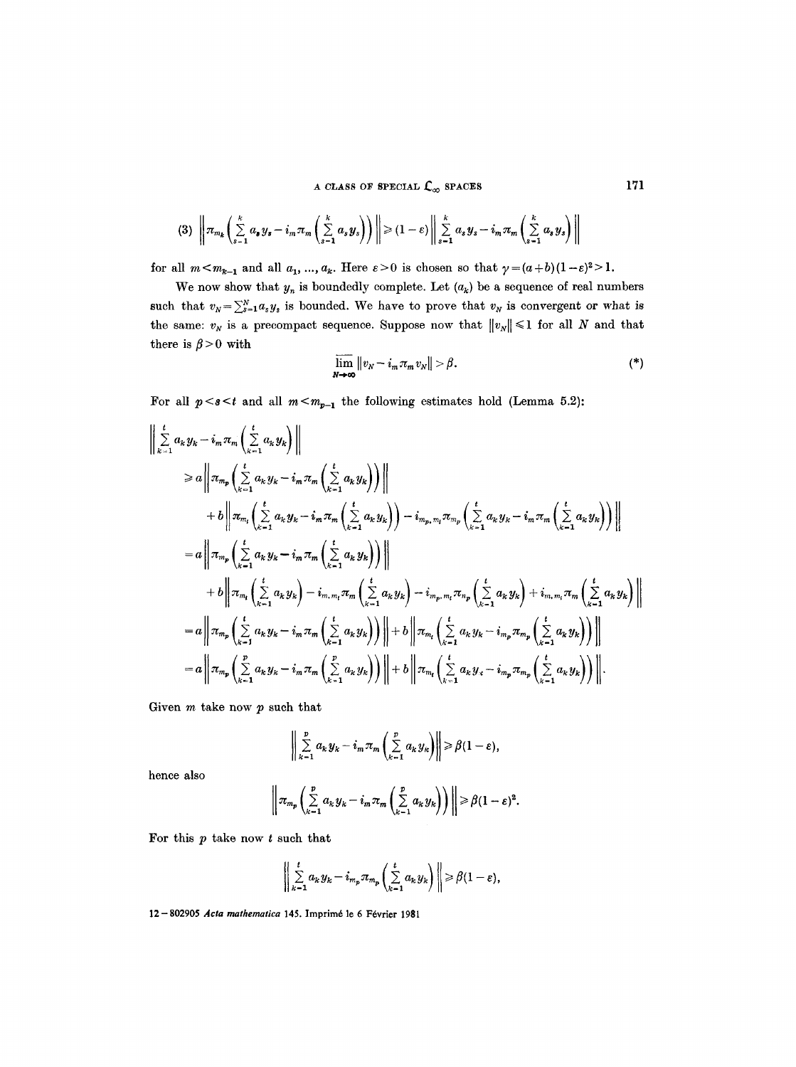(3) $$\left\| \pi_{m_k}\left(\sum_{s=1}^{k} a_s y_s - i_m \pi_m\left(\sum_{s=1}^{k} a_s y_s\right)\right)\right\| \geqslant (1-\varepsilon)\left\| \sum_{s=1}^{k} a_s y_s - i_m \pi_m\left(\sum_{s=1}^{k} a_s y_s\right)\right\|$$

for all $m < m_{k-1}$ and all $a_1, ..., a_k$. Here $\varepsilon > 0$ is chosen so that $\gamma = (a+b)(1-\varepsilon)^2 > 1$.

We now show that $y_n$ is boundedly complete. Let $(a_k)$ be a sequence of real numbers such that $v_N = \sum_{s=1}^{N} a_s y_s$ is bounded. We have to prove that $v_N$ is convergent or what is the same: $v_N$ is a precompact sequence. Suppose now that $\|v_N\| \leqslant 1$ for all $N$ and that there is $\beta > 0$ with

$$\overline{\lim_{N\to\infty}} \|v_N - i_m \pi_m v_N\| > \beta. \tag{*}$$

For all $p < s < t$ and all $m < m_{p-1}$ the following estimates hold (Lemma 5.2):

$$\begin{aligned}
&\left\| \sum_{k=1}^{t} a_k y_k - i_m \pi_m\left(\sum_{k=1}^{t} a_k y_k\right)\right\| \\
&\quad \geqslant a\left\| \pi_{m_p}\left(\sum_{k=1}^{t} a_k y_k - i_m \pi_m\left(\sum_{k=1}^{t} a_k y_k\right)\right)\right\| \\
&\qquad + b\left\| \pi_{m_t}\left(\sum_{k=1}^{t} a_k y_k - i_m \pi_m\left(\sum_{k=1}^{t} a_k y_k\right)\right) - i_{m_p, m_t} \pi_{m_p}\left(\sum_{k=1}^{t} a_k y_k - i_m \pi_m\left(\sum_{k=1}^{t} a_k y_k\right)\right)\right\| \\
&\quad = a\left\| \pi_{m_p}\left(\sum_{k=1}^{t} a_k y_k - i_m \pi_m\left(\sum_{k=1}^{t} a_k y_k\right)\right)\right\| \\
&\qquad + b\left\| \pi_{m_t}\left(\sum_{k=1}^{t} a_k y_k\right) - i_{m, m_t} \pi_m\left(\sum_{k=1}^{t} a_k y_k\right) - i_{m_p, m_t} \pi_{n_p}\left(\sum_{k=1}^{t} a_k y_k\right) + i_{m, m_t} \pi_m\left(\sum_{k=1}^{t} a_k y_k\right)\right\| \\
&\quad = a\left\| \pi_{m_p}\left(\sum_{k=1}^{t} a_k y_k - i_m \pi_m\left(\sum_{k=1}^{t} a_k y_k\right)\right)\right\| + b\left\| \pi_{m_t}\left(\sum_{k=1}^{t} a_k y_k - i_{m_p} \pi_{m_p}\left(\sum_{k=1}^{t} a_k y_k\right)\right)\right\| \\
&\quad = a\left\| \pi_{m_p}\left(\sum_{k=1}^{p} a_k y_k - i_m \pi_m\left(\sum_{k=1}^{p} a_k y_k\right)\right)\right\| + b\left\| \pi_{m_t}\left(\sum_{k=1}^{t} a_k y_k - i_{m_p} \pi_{m_p}\left(\sum_{k=1}^{t} a_k y_k\right)\right)\right\|.
\end{aligned}$$

Given $m$ take now $p$ such that

$$\left\| \sum_{k=1}^{p} a_k y_k - i_m \pi_m\left(\sum_{k=1}^{p} a_k y_k\right)\right\| \geqslant \beta(1-\varepsilon),$$

hence also

$$\left\| \pi_{m_p}\left(\sum_{k=1}^{p} a_k y_k - i_m \pi_m\left(\sum_{k=1}^{p} a_k y_k\right)\right)\right\| \geqslant \beta(1-\varepsilon)^2.$$

For this $p$ take now $t$ such that

$$\left\| \sum_{k=1}^{t} a_k y_k - i_{m_p} \pi_{m_p}\left(\sum_{k=1}^{t} a_k y_k\right)\right\| \geqslant \beta(1-\varepsilon),$$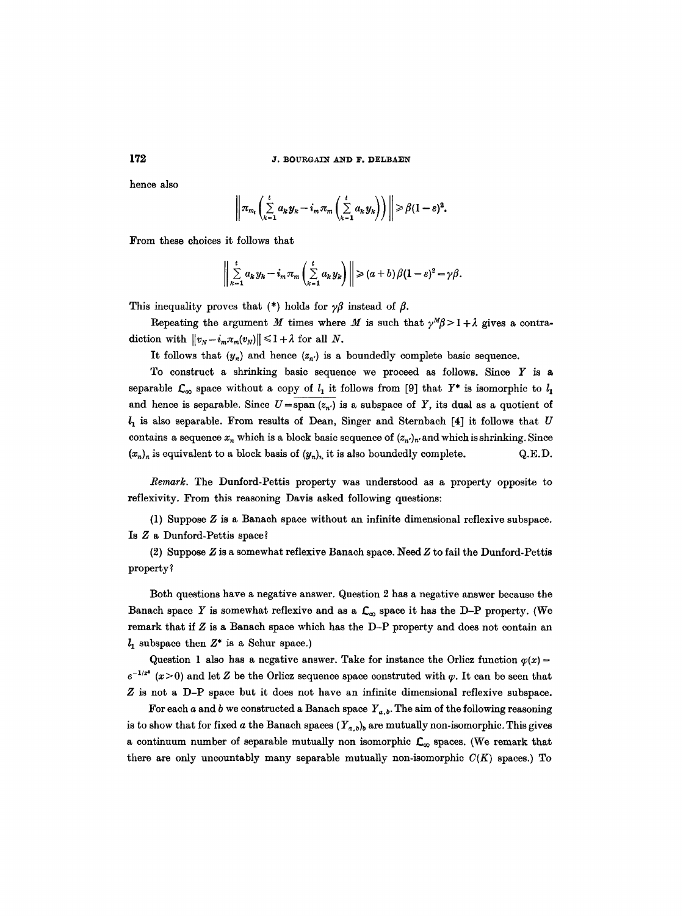hence also

$$\left\| \pi_{m_t} \left( \sum_{k=1}^{t} a_k y_k - i_m \pi_m \left( \sum_{k=1}^{t} a_k y_k \right) \right) \right\| \geq \beta(1-\varepsilon)^2.$$

From these choices it follows that

$$\left\| \sum_{k=1}^{t} a_k y_k - i_m \pi_m \left( \sum_{k=1}^{t} a_k y_k \right) \right\| \geq (a+b)\beta(1-\varepsilon)^2 = \gamma\beta.$$

This inequality proves that (*) holds for $\gamma\beta$ instead of $\beta$.

Repeating the argument $M$ times where $M$ is such that $\gamma^M \beta > 1 + \lambda$ gives a contradiction with $\|v_N - i_m \pi_m(v_N)\| \leq 1 + \lambda$ for all $N$.

It follows that $(y_n)$ and hence $(z_{n'})$ is a boundedly complete basic sequence.

To construct a shrinking basic sequence we proceed as follows. Since $Y$ is a separable $\mathcal{L}_\infty$ space without a copy of $l_1$ it follows from [9] that $Y^*$ is isomorphic to $l_1$ and hence is separable. Since $U = \overline{\text{span}}\,(z_{n'})$ is a subspace of $Y$, its dual as a quotient of $l_1$ is also separable. From results of Dean, Singer and Sternbach [4] it follows that $U$ contains a sequence $x_n$ which is a block basic sequence of $(z_{n'})_{n'}$ and which is shrinking. Since $(x_n)_n$ is equivalent to a block basis of $(y_n)_n$ it is also boundedly complete. Q.E.D.

*Remark.* The Dunford-Pettis property was understood as a property opposite to reflexivity. From this reasoning Davis asked following questions:

(1) Suppose $Z$ is a Banach space without an infinite dimensional reflexive subspace. Is $Z$ a Dunford-Pettis space?

(2) Suppose $Z$ is a somewhat reflexive Banach space. Need $Z$ to fail the Dunford-Pettis property?

Both questions have a negative answer. Question 2 has a negative answer because the Banach space $Y$ is somewhat reflexive and as a $\mathcal{L}_\infty$ space it has the D–P property. (We remark that if $Z$ is a Banach space which has the D–P property and does not contain an $l_1$ subspace then $Z^*$ is a Schur space.)

Question 1 also has a negative answer. Take for instance the Orlicz function $\varphi(x) = e^{-1/x^2}$ $(x > 0)$ and let $Z$ be the Orlicz sequence space construted with $\varphi$. It can be seen that $Z$ is not a D–P space but it does not have an infinite dimensional reflexive subspace.

For each $a$ and $b$ we constructed a Banach space $Y_{a,b}$. The aim of the following reasoning is to show that for fixed $a$ the Banach spaces $(Y_{a,b})_b$ are mutually non-isomorphic. This gives a continuum number of separable mutually non isomorphic $\mathcal{L}_\infty$ spaces. (We remark that there are only uncountably many separable mutually non-isomorphic $C(K)$ spaces.) To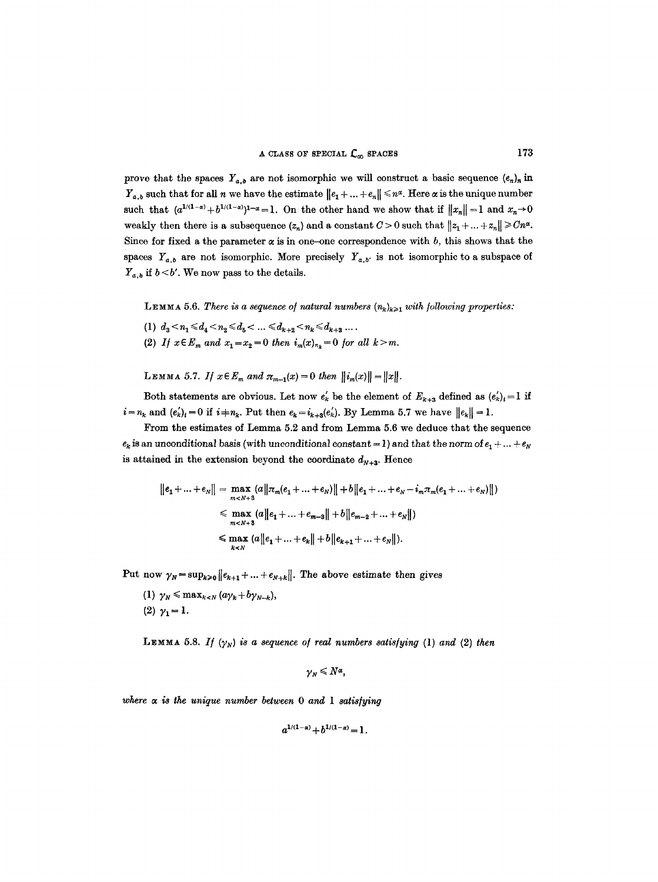prove that the spaces $Y_{a,b}$ are not isomorphic we will construct a basic sequence $(e_n)_n$ in $Y_{a,b}$ such that for all $n$ we have the estimate $\|e_1 + \ldots + e_n\| \leqslant n^\alpha$. Here $\alpha$ is the unique number such that $(a^{1/(1-\alpha)} + b^{1/(1-\alpha)})^{1-\alpha} = 1$. On the other hand we show that if $\|x_n\| = 1$ and $x_n \to 0$ weakly then there is a subsequence $(z_n)$ and a constant $C > 0$ such that $\|z_1 + \ldots + z_n\| \geqslant Cn^\alpha$. Since for fixed $a$ the parameter $\alpha$ is in one–one correspondence with $b$, this shows that the spaces $Y_{a,b}$ are not isomorphic. More precisely $Y_{a,b'}$ is not isomorphic to a subspace of $Y_{a,b}$ if $b < b'$. We now pass to the details.

**Lemma 5.6.** *There is a sequence of natural numbers $(n_k)_{k \geqslant 1}$ with following properties:*

(1) $d_3 < n_1 \leqslant d_4 < n_2 \leqslant d_5 < \ldots \leqslant d_{k+2} < n_k \leqslant d_{k+3} \ldots$.

(2) *If $x \in E_m$ and $x_1 = x_2 = 0$ then $i_m(x)_{n_k} = 0$ for all $k > m$.*

**Lemma 5.7.** *If $x \in E_m$ and $\pi_{m-1}(x) = 0$ then $\|i_m(x)\| = \|x\|$.*

Both statements are obvious. Let now $e'_k$ be the element of $E_{k+3}$ defined as $(e'_k)_i = 1$ if $i = n_k$ and $(e'_k)_i = 0$ if $i \neq n_k$. Put then $e_k = i_{k+3}(e'_k)$. By Lemma 5.7 we have $\|e_k\| = 1$.

From the estimates of Lemma 5.2 and from Lemma 5.6 we deduce that the sequence $e_k$ is an unconditional basis (with unconditional constant $= 1$) and that the norm of $e_1 + \ldots + e_N$ is attained in the extension beyond the coordinate $d_{N+3}$. Hence

$$\begin{aligned}
\|e_1 + \ldots + e_N\| &= \max_{m < N+3} \left(a\|\pi_m(e_1 + \ldots + e_N)\| + b\|e_1 + \ldots + e_N - i_m\pi_m(e_1 + \ldots + e_N)\|\right) \\
&\leqslant \max_{m < N+3} \left(a\|e_1 + \ldots + e_{m-3}\| + b\|e_{m-2} + \ldots + e_N\|\right) \\
&\leqslant \max_{k < N} \left(a\|e_1 + \ldots + e_k\| + b\|e_{k+1} + \ldots + e_N\|\right).
\end{aligned}$$

Put now $\gamma_N = \sup_{k \geqslant 0} \|e_{k+1} + \ldots + e_{N+k}\|$. The above estimate then gives

(1) $\gamma_N \leqslant \max_{k < N} (a\gamma_k + b\gamma_{N-k})$,

(2) $\gamma_1 = 1$.

**Lemma 5.8.** *If $(\gamma_N)$ is a sequence of real numbers satisfying (1) and (2) then*

$$\gamma_N \leqslant N^\alpha,$$

*where $\alpha$ is the unique number between 0 and 1 satisfying*

$$a^{1/(1-\alpha)} + b^{1/(1-\alpha)} = 1.$$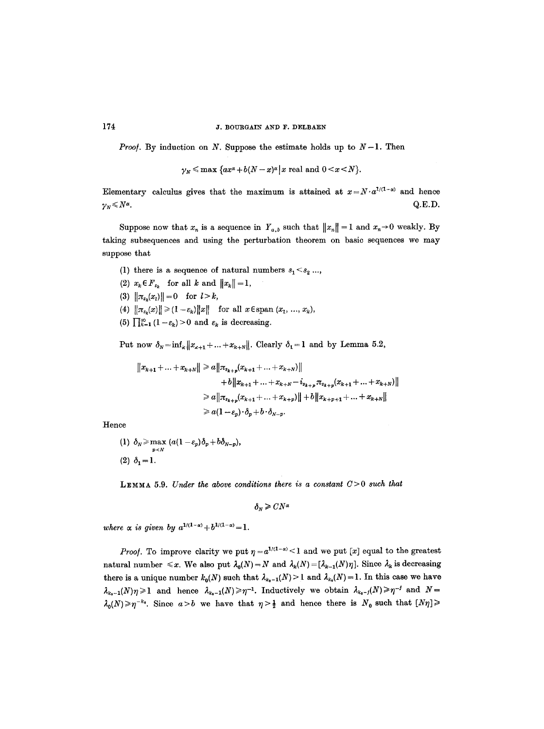*Proof.* By induction on $N$. Suppose the estimate holds up to $N-1$. Then

$$\gamma_N \leqslant \max \{ax^\alpha + b(N-x)^\alpha \,|\, x \text{ real and } 0<x<N\}.$$

Elementary calculus gives that the maximum is attained at $x=N\cdot a^{1/(1-\alpha)}$ and hence $\gamma_N \leqslant N^\alpha$. Q.E.D.

Suppose now that $x_n$ is a sequence in $Y_{a,b}$ such that $\|x_n\|=1$ and $x_n \to 0$ weakly. By taking subsequences and using the perturbation theorem on basic sequences we may suppose that

(1) there is a sequence of natural numbers $s_1 < s_2 \ldots$,

(2) $x_k \in F_{s_k}$ for all $k$ and $\|x_k\|=1$,

(3) $\|\pi_{s_k}(x_l)\|=0$ for $l>k$,

(4) $\|\pi_{s_k}(x)\| \geqslant (1-\varepsilon_k)\|x\|$ for all $x \in \operatorname{span}(x_1, \ldots, x_k)$,

(5) $\prod_{k=1}^\infty (1-\varepsilon_k)>0$ and $\varepsilon_k$ is decreasing.

Put now $\delta_N = \inf_k \|x_{k+1}+\ldots+x_{k+N}\|$. Clearly $\delta_1=1$ and by Lemma 5.2,

$$\begin{aligned}
\|x_{k+1}+\ldots+x_{k+N}\| &\geqslant a\|\pi_{s_{k+p}}(x_{k+1}+\ldots+x_{k+N})\| \\
&\quad + b\|x_{k+1}+\ldots+x_{k+N} - i_{s_{k+p}}\pi_{s_{k+p}}(x_{k+1}+\ldots+x_{k+N})\| \\
&\geqslant a\|\pi_{s_{k+p}}(x_{k+1}+\ldots+x_{k+p})\| + b\|x_{k+p+1}+\ldots+x_{k+N}\| \\
&\geqslant a(1-\varepsilon_p)\cdot\delta_p + b\cdot\delta_{N-p}.
\end{aligned}$$

Hence

(1) $\delta_N \geqslant \max\limits_{p<N} (a(1-\varepsilon_p)\delta_p + b\delta_{N-p})$,

(2) $\delta_1 = 1$.

**Lemma 5.9.** *Under the above conditions there is a constant $C>0$ such that*

$$\delta_N \geqslant CN^\alpha$$

*where $\alpha$ is given by $a^{1/(1-\alpha)} + b^{1/(1-\alpha)} = 1$.*

*Proof.* To improve clarity we put $\eta = a^{1/(1-\alpha)} < 1$ and we put $[x]$ equal to the greatest natural number $\leqslant x$. We also put $\lambda_0(N)=N$ and $\lambda_k(N)=[\lambda_{k-1}(N)\eta]$. Since $\lambda_k$ is decreasing there is a unique number $k_0(N)$ such that $\lambda_{k_0-1}(N)>1$ and $\lambda_{k_0}(N)=1$. In this case we have $\lambda_{k_0-1}(N)\eta \geqslant 1$ and hence $\lambda_{k_0-1}(N) \geqslant \eta^{-1}$. Inductively we obtain $\lambda_{k_0-j}(N) \geqslant \eta^{-j}$ and $N = \lambda_0(N) \geqslant \eta^{-k_0}$. Since $a>b$ we have that $\eta > \frac{1}{2}$ and hence there is $N_0$ such that $[N\eta] \geqslant$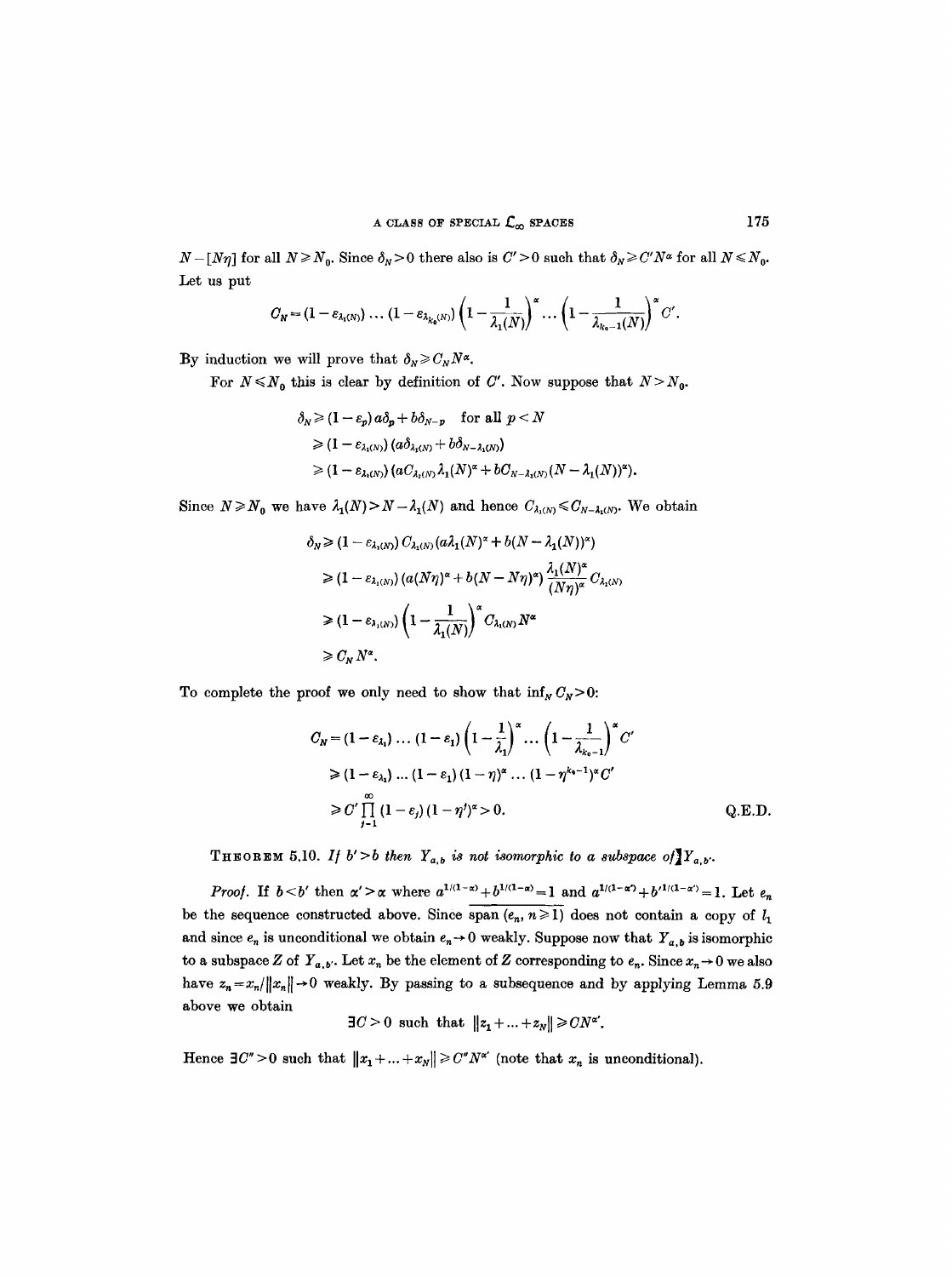$N-[N\eta]$ for all $N \geqslant N_0$. Since $\delta_N > 0$ there also is $C' > 0$ such that $\delta_N \geqslant C'N^\alpha$ for all $N \leqslant N_0$. Let us put

$$C_N = (1-\varepsilon_{\lambda_1(N)}) \dots (1-\varepsilon_{\lambda_{k_0}(N)}) \left(1-\frac{1}{\lambda_1(N)}\right)^\alpha \dots \left(1-\frac{1}{\lambda_{k_0-1}(N)}\right)^\alpha C'.$$

By induction we will prove that $\delta_N \geqslant C_N N^\alpha$.

For $N \leqslant N_0$ this is clear by definition of $C'$. Now suppose that $N > N_0$.

$$\begin{aligned}
\delta_N &\geqslant (1-\varepsilon_p)\, a\delta_p + b\delta_{N-p} \quad \text{for all } p < N \\
&\geqslant (1-\varepsilon_{\lambda_1(N)})\,(a\delta_{\lambda_1(N)} + b\delta_{N-\lambda_1(N)}) \\
&\geqslant (1-\varepsilon_{\lambda_1(N)})\,(aC_{\lambda_1(N)}\lambda_1(N)^\alpha + bC_{N-\lambda_1(N)}(N-\lambda_1(N))^\alpha).
\end{aligned}$$

Since $N \geqslant N_0$ we have $\lambda_1(N) > N - \lambda_1(N)$ and hence $C_{\lambda_1(N)} \leqslant C_{N-\lambda_1(N)}$. We obtain

$$\begin{aligned}
\delta_N &\geqslant (1-\varepsilon_{\lambda_1(N)})\, C_{\lambda_1(N)} (a\lambda_1(N)^\alpha + b(N-\lambda_1(N))^\alpha) \\
&\geqslant (1-\varepsilon_{\lambda_1(N)})\,(a(N\eta)^\alpha + b(N-N\eta)^\alpha)\, \frac{\lambda_1(N)^\alpha}{(N\eta)^\alpha} C_{\lambda_1(N)} \\
&\geqslant (1-\varepsilon_{\lambda_1(N)}) \left(1-\frac{1}{\lambda_1(N)}\right)^\alpha C_{\lambda_1(N)} N^\alpha \\
&\geqslant C_N N^\alpha.
\end{aligned}$$

To complete the proof we only need to show that $\inf_N C_N > 0$:

$$\begin{aligned}
C_N &= (1-\varepsilon_{\lambda_1}) \dots (1-\varepsilon_1) \left(1-\frac{1}{\lambda_1}\right)^\alpha \dots \left(1-\frac{1}{\lambda_{k_0-1}}\right)^\alpha C' \\
&\geqslant (1-\varepsilon_{\lambda_1}) \dots (1-\varepsilon_1)(1-\eta)^\alpha \dots (1-\eta^{k_0-1})^\alpha C' \\
&\geqslant C' \prod_{j=1}^{\infty} (1-\varepsilon_j)(1-\eta^j)^\alpha > 0.
\end{aligned}$$

Q.E.D.

**Theorem 5.10.** *If $b' > b$ then $Y_{a,b}$ is not isomorphic to a subspace of $Y_{a,b'}$.*

*Proof.* If $b < b'$ then $\alpha' > \alpha$ where $a^{1/(1-\alpha)} + b^{1/(1-\alpha)} = 1$ and $a^{1/(1-\alpha')} + b'^{1/(1-\alpha')} = 1$. Let $e_n$ be the sequence constructed above. Since $\overline{\text{span}\,(e_n, n \geqslant 1)}$ does not contain a copy of $l_1$ and since $e_n$ is unconditional we obtain $e_n \to 0$ weakly. Suppose now that $Y_{a,b}$ is isomorphic to a subspace $Z$ of $Y_{a,b'}$. Let $x_n$ be the element of $Z$ corresponding to $e_n$. Since $x_n \to 0$ we also have $z_n = x_n/\|x_n\| \to 0$ weakly. By passing to a subsequence and by applying Lemma 5.9 above we obtain

$$\exists C > 0 \text{ such that } \|z_1 + \dots + z_N\| \geqslant CN^{\alpha'}.$$

Hence $\exists C'' > 0$ such that $\|x_1 + \dots + x_N\| \geqslant C''N^{\alpha'}$ (note that $x_n$ is unconditional).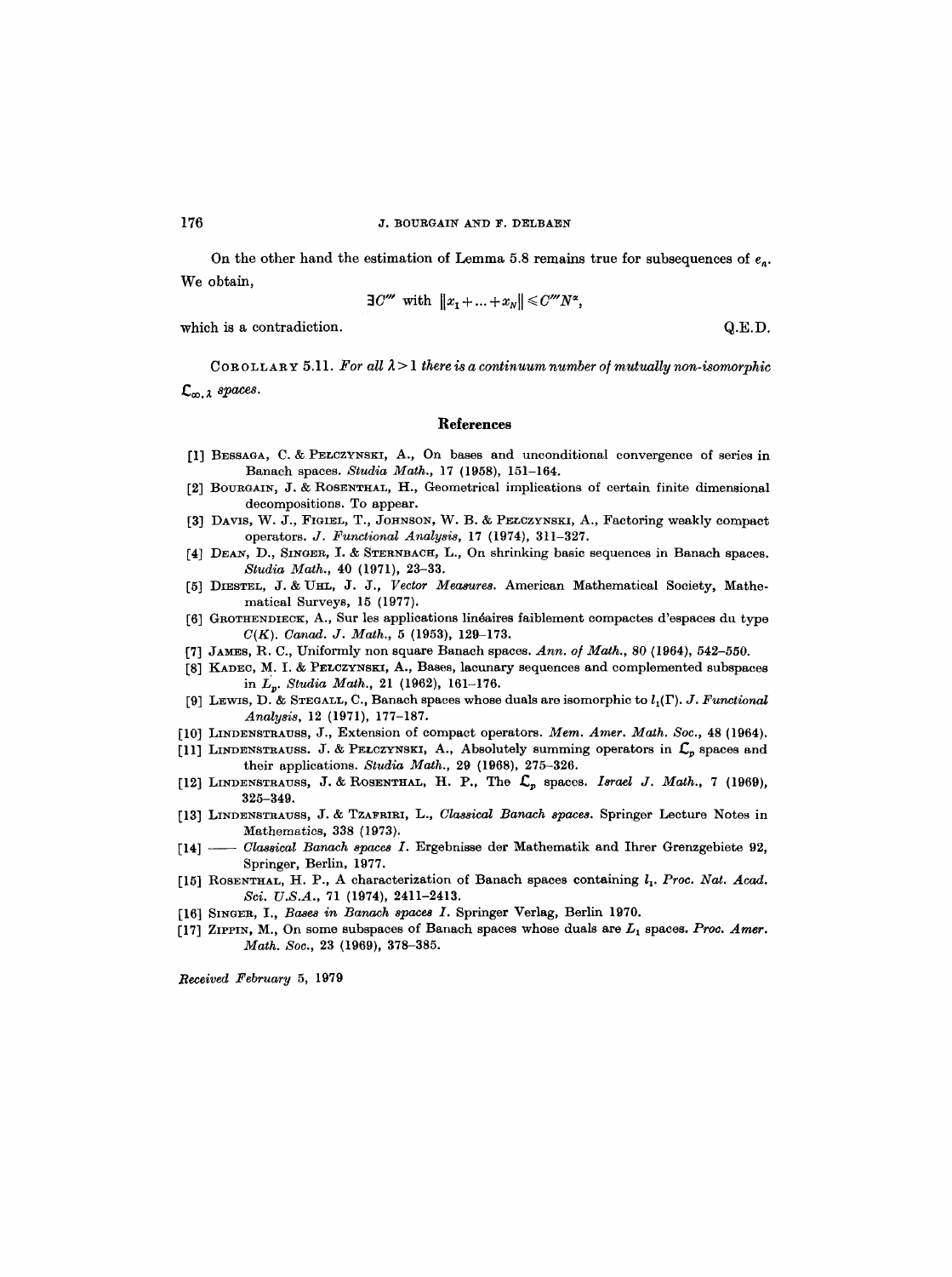On the other hand the estimation of Lemma 5.8 remains true for subsequences of $e_n$. We obtain,

$$\exists C''' \text{ with } \|x_1 + \ldots + x_N\| \leqslant C''' N^\alpha,$$

which is a contradiction. Q.E.D.

COROLLARY 5.11. *For all $\lambda > 1$ there is a continuum number of mutually non-isomorphic $\mathcal{L}_{\infty,\lambda}$ spaces.*

## References

[1] BESSAGA, C. & PEŁCZYNSKI, A., On bases and unconditional convergence of series in Banach spaces. *Studia Math.*, 17 (1958), 151–164.

[2] BOURGAIN, J. & ROSENTHAL, H., Geometrical implications of certain finite dimensional decompositions. To appear.

[3] DAVIS, W. J., FIGIEL, T., JOHNSON, W. B. & PEŁCZYNSKI, A., Factoring weakly compact operators. *J. Functional Analysis*, 17 (1974), 311–327.

[4] DEAN, D., SINGER, I. & STERNBACH, L., On shrinking basic sequences in Banach spaces. *Studia Math.*, 40 (1971), 23–33.

[5] DIESTEL, J. & UHL, J. J., *Vector Measures*. American Mathematical Society, Mathematical Surveys, 15 (1977).

[6] GROTHENDIECK, A., Sur les applications linéaires faiblement compactes d'espaces du type $C(K)$. *Canad. J. Math.*, 5 (1953), 129–173.

[7] JAMES, R. C., Uniformly non square Banach spaces. *Ann. of Math.*, 80 (1964), 542–550.

[8] KADEC, M. I. & PEŁCZYNSKI, A., Bases, lacunary sequences and complemented subspaces in $L_p$. *Studia Math.*, 21 (1962), 161–176.

[9] LEWIS, D. & STEGALL, C., Banach spaces whose duals are isomorphic to $l_1(\Gamma)$. *J. Functional Analysis*, 12 (1971), 177–187.

[10] LINDENSTRAUSS, J., Extension of compact operators. *Mem. Amer. Math. Soc.*, 48 (1964).

[11] LINDENSTRAUSS. J. & PEŁCZYNSKI, A., Absolutely summing operators in $\mathcal{L}_p$ spaces and their applications. *Studia Math.*, 29 (1968), 275–326.

[12] LINDENSTRAUSS, J. & ROSENTHAL, H. P., The $\mathcal{L}_p$ spaces. *Israel J. Math.*, 7 (1969), 325–349.

[13] LINDENSTRAUSS, J. & TZAFRIRI, L., *Classical Banach spaces*. Springer Lecture Notes in Mathematics, 338 (1973).

[14] —— *Classical Banach spaces I*. Ergebnisse der Mathematik and Ihrer Grenzgebiete 92, Springer, Berlin, 1977.

[15] ROSENTHAL, H. P., A characterization of Banach spaces containing $l_1$. *Proc. Nat. Acad. Sci. U.S.A.*, 71 (1974), 2411–2413.

[16] SINGER, I., *Bases in Banach spaces I*. Springer Verlag, Berlin 1970.

[17] ZIPPIN, M., On some subspaces of Banach spaces whose duals are $L_1$ spaces. *Proc. Amer. Math. Soc.*, 23 (1969), 378–385.

*Received February 5, 1979*